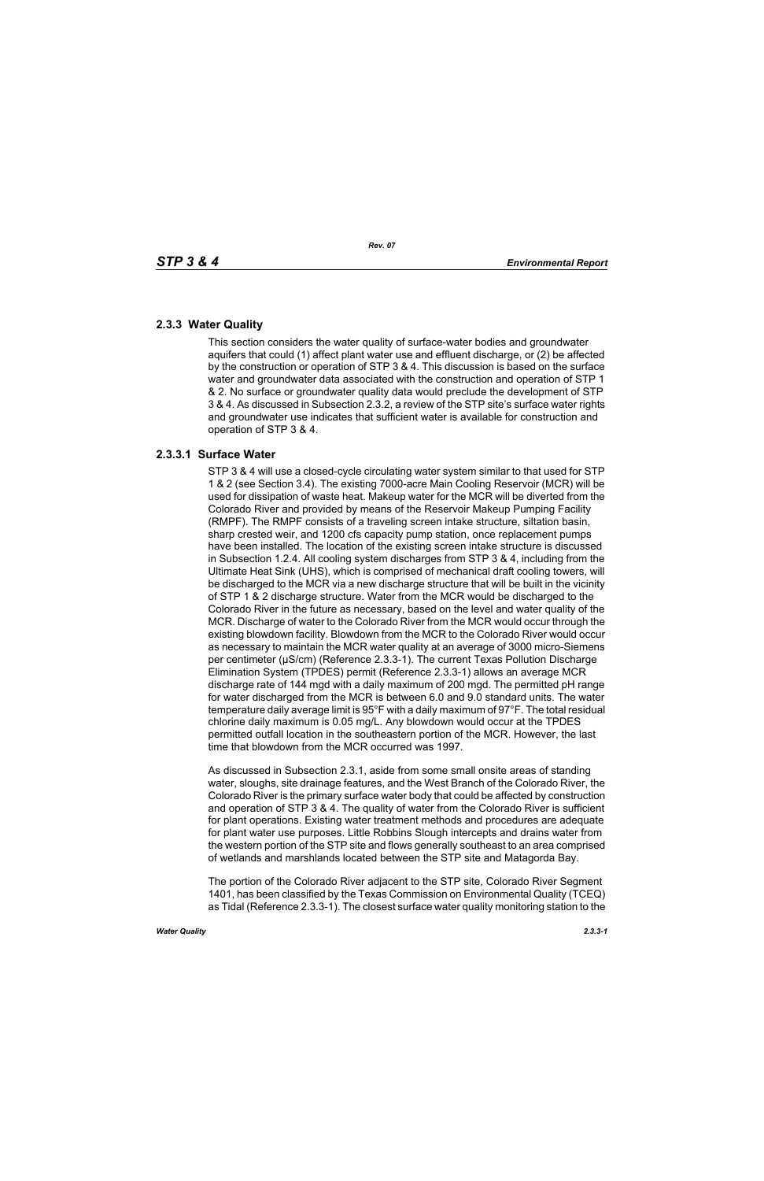## 2.3.3 Water Quality

This section considers the water quality of surface-water bodies and groundwater aquifers that could (1) affect plant water use and effluent discharge, or (2) be affected by the construction or operation of STP 3 & 4. This discussion is based on the surface water and groundwater data associated with the construction and operation of STP 1 & 2. No surface or groundwater quality data would preclude the development of STP 3 & 4. As discussed in Subsection 2.3.2, a review of the STP site's surface water rights and groundwater use indicates that sufficient water is available for construction and operation of STP 3 & 4.

### 2.3.3.1 Surface Water

STP 3 & 4 will use a closed-cycle circulating water system similar to that used for STP 1 & 2 (see Section 3.4). The existing 7000-acre Main Cooling Reservoir (MCR) will be used for dissipation of waste heat. Makeup water for the MCR will be diverted from the Colorado River and provided by means of the Reservoir Makeup Pumping Facility (RMPF). The RMPF consists of a traveling screen intake structure, siltation basin, sharp crested weir, and 1200 cfs capacity pump station, once replacement pumps have been installed. The location of the existing screen intake structure is discussed in Subsection 1.2.4. All cooling system discharges from STP 3 & 4, including from the Ultimate Heat Sink (UHS), which is comprised of mechanical draft cooling towers, will be discharged to the MCR via a new discharge structure that will be built in the vicinity of STP 1 & 2 discharge structure. Water from the MCR would be discharged to the Colorado River in the future as necessary, based on the level and water quality of the MCR. Discharge of water to the Colorado River from the MCR would occur through the existing blowdown facility. Blowdown from the MCR to the Colorado River would occur as necessary to maintain the MCR water quality at an average of 3000 micro-Siemens per centimeter (µS/cm) (Reference 2.3.3-1). The current Texas Pollution Discharge Elimination System (TPDES) permit (Reference 2.3.3-1) allows an average MCR discharge rate of 144 mgd with a daily maximum of 200 mgd. The permitted pH range for water discharged from the MCR is between 6.0 and 9.0 standard units. The water temperature daily average limit is 95°F with a daily maximum of 97°F. The total residual chlorine daily maximum is 0.05 mg/L. Any blowdown would occur at the TPDES permitted outfall location in the southeastern portion of the MCR. However, the last time that blowdown from the MCR occurred was 1997.

As discussed in Subsection 2.3.1, aside from some small onsite areas of standing water, sloughs, site drainage features, and the West Branch of the Colorado River, the Colorado River is the primary surface water body that could be affected by construction and operation of STP 3 & 4. The quality of water from the Colorado River is sufficient for plant operations. Existing water treatment methods and procedures are adequate for plant water use purposes. Little Robbins Slough intercepts and drains water from the western portion of the STP site and flows generally southeast to an area comprised of wetlands and marshlands located between the STP site and Matagorda Bay.

The portion of the Colorado River adjacent to the STP site, Colorado River Segment 1401, has been classified by the Texas Commission on Environmental Quality (TCEQ) as Tidal (Reference 2.3.3-1). The closest surface water quality monitoring station to the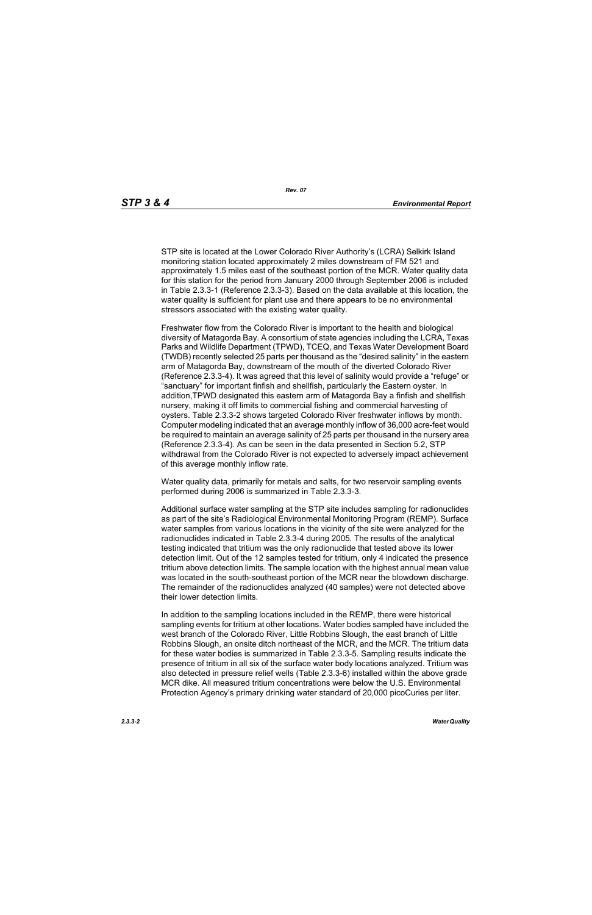STP site is located at the Lower Colorado River Authority's (LCRA) Selkirk Island monitoring station located approximately 2 miles downstream of FM 521 and approximately 1.5 miles east of the southeast portion of the MCR. Water quality data for this station for the period from January 2000 through September 2006 is included in Table 2.3.3-1 (Reference 2.3.3-3). Based on the data available at this location, the water quality is sufficient for plant use and there appears to be no environmental stressors associated with the existing water quality.

Freshwater flow from the Colorado River is important to the health and biological diversity of Matagorda Bay. A consortium of state agencies including the LCRA, Texas Parks and Wildlife Department (TPWD), TCEQ, and Texas Water Development Board (TWDB) recently selected 25 parts per thousand as the "desired salinity" in the eastern arm of Matagorda Bay, downstream of the mouth of the diverted Colorado River (Reference 2.3.3-4). It was agreed that this level of salinity would provide a "refuge" or "sanctuary" for important finfish and shellfish, particularly the Eastern oyster. In addition,TPWD designated this eastern arm of Matagorda Bay a finfish and shellfish nursery, making it off limits to commercial fishing and commercial harvesting of oysters. Table 2.3.3-2 shows targeted Colorado River freshwater inflows by month. Computer modeling indicated that an average monthly inflow of 36,000 acre-feet would be required to maintain an average salinity of 25 parts per thousand in the nursery area (Reference 2.3.3-4). As can be seen in the data presented in Section 5.2, STP withdrawal from the Colorado River is not expected to adversely impact achievement of this average monthly inflow rate.

Water quality data, primarily for metals and salts, for two reservoir sampling events performed during 2006 is summarized in Table 2.3.3-3.

Additional surface water sampling at the STP site includes sampling for radionuclides as part of the site's Radiological Environmental Monitoring Program (REMP). Surface water samples from various locations in the vicinity of the site were analyzed for the radionuclides indicated in Table 2.3.3-4 during 2005. The results of the analytical testing indicated that tritium was the only radionuclide that tested above its lower detection limit. Out of the 12 samples tested for tritium, only 4 indicated the presence tritium above detection limits. The sample location with the highest annual mean value was located in the south-southeast portion of the MCR near the blowdown discharge. The remainder of the radionuclides analyzed (40 samples) were not detected above their lower detection limits.

In addition to the sampling locations included in the REMP, there were historical sampling events for tritium at other locations. Water bodies sampled have included the west branch of the Colorado River, Little Robbins Slough, the east branch of Little Robbins Slough, an onsite ditch northeast of the MCR, and the MCR. The tritium data for these water bodies is summarized in Table 2.3.3-5. Sampling results indicate the presence of tritium in all six of the surface water body locations analyzed. Tritium was also detected in pressure relief wells (Table 2.3.3-6) installed within the above grade MCR dike. All measured tritium concentrations were below the U.S. Environmental Protection Agency's primary drinking water standard of 20,000 picoCuries per liter.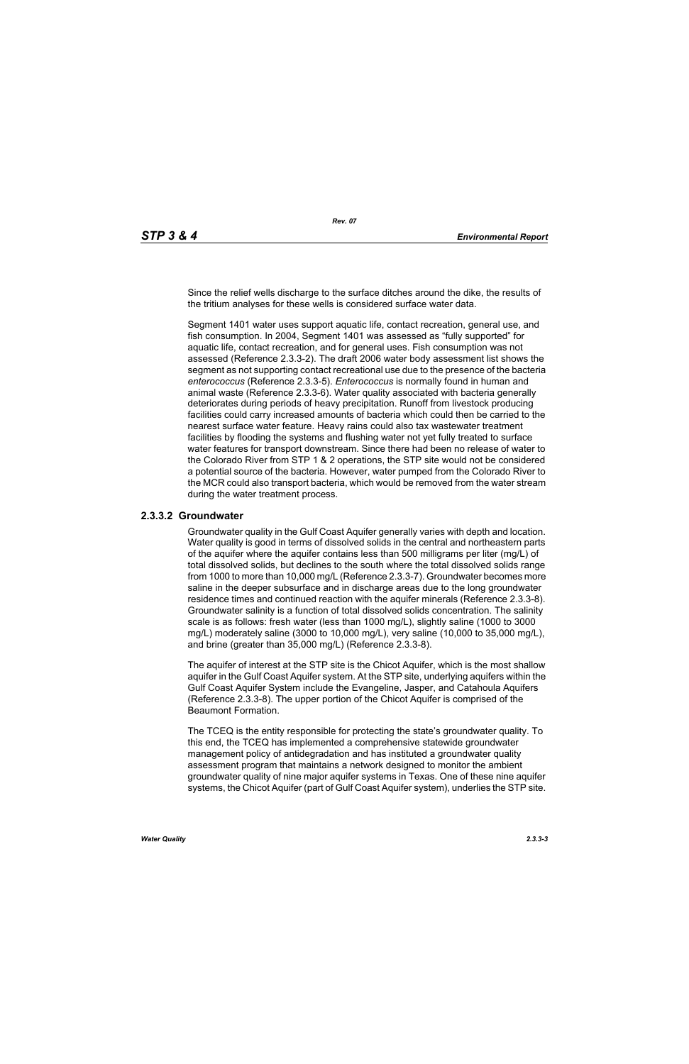Since the relief wells discharge to the surface ditches around the dike, the results of the tritium analyses for these wells is considered surface water data.

Segment 1401 water uses support aquatic life, contact recreation, general use, and fish consumption. In 2004, Segment 1401 was assessed as "fully supported" for aquatic life, contact recreation, and for general uses. Fish consumption was not assessed (Reference 2.3.3-2). The draft 2006 water body assessment list shows the segment as not supporting contact recreational use due to the presence of the bacteria *enterococcus* (Reference 2.3.3-5). *Enterococcus* is normally found in human and animal waste (Reference 2.3.3-6). Water quality associated with bacteria generally deteriorates during periods of heavy precipitation. Runoff from livestock producing facilities could carry increased amounts of bacteria which could then be carried to the nearest surface water feature. Heavy rains could also tax wastewater treatment facilities by flooding the systems and flushing water not yet fully treated to surface water features for transport downstream. Since there had been no release of water to the Colorado River from STP 1 & 2 operations, the STP site would not be considered a potential source of the bacteria. However, water pumped from the Colorado River to the MCR could also transport bacteria, which would be removed from the water stream during the water treatment process.

### 2.3.3.2 Groundwater

Groundwater quality in the Gulf Coast Aquifer generally varies with depth and location. Water quality is good in terms of dissolved solids in the central and northeastern parts of the aquifer where the aquifer contains less than 500 milligrams per liter (mg/L) of total dissolved solids, but declines to the south where the total dissolved solids range from 1000 to more than 10,000 mg/L (Reference 2.3.3-7). Groundwater becomes more saline in the deeper subsurface and in discharge areas due to the long groundwater residence times and continued reaction with the aquifer minerals (Reference 2.3.3-8). Groundwater salinity is a function of total dissolved solids concentration. The salinity scale is as follows: fresh water (less than 1000 mg/L), slightly saline (1000 to 3000 mg/L) moderately saline (3000 to 10,000 mg/L), very saline (10,000 to 35,000 mg/L), and brine (greater than 35,000 mg/L) (Reference 2.3.3-8).

The aquifer of interest at the STP site is the Chicot Aquifer, which is the most shallow aquifer in the Gulf Coast Aquifer system. At the STP site, underlying aquifers within the Gulf Coast Aquifer System include the Evangeline, Jasper, and Catahoula Aquifers (Reference 2.3.3-8). The upper portion of the Chicot Aquifer is comprised of the Beaumont Formation.

The TCEQ is the entity responsible for protecting the state's groundwater quality. To this end, the TCEQ has implemented a comprehensive statewide groundwater management policy of antidegradation and has instituted a groundwater quality assessment program that maintains a network designed to monitor the ambient groundwater quality of nine major aquifer systems in Texas. One of these nine aquifer systems, the Chicot Aquifer (part of Gulf Coast Aquifer system), underlies the STP site.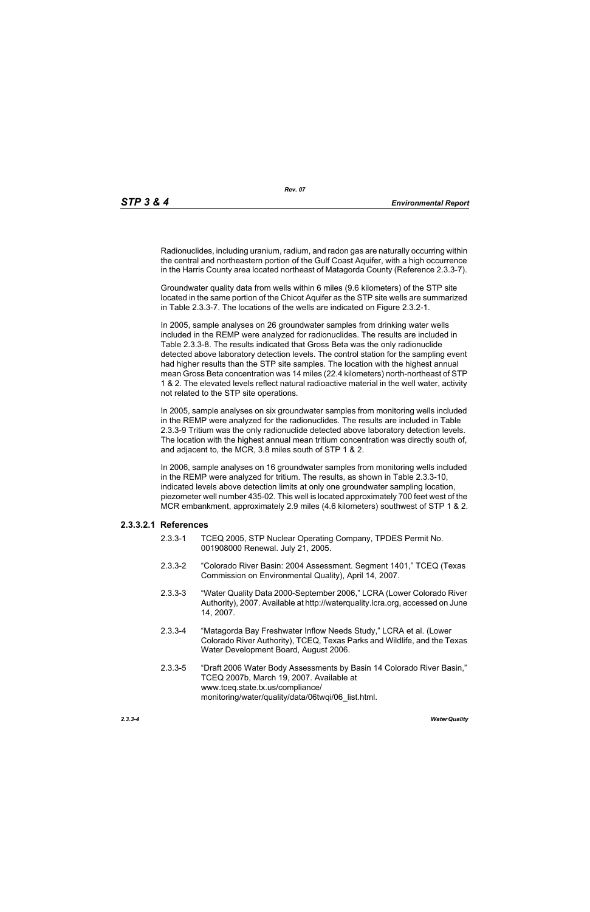Radionuclides, including uranium, radium, and radon gas are naturally occurring within the central and northeastern portion of the Gulf Coast Aquifer, with a high occurrence in the Harris County area located northeast of Matagorda County (Reference 2.3.3-7).

Groundwater quality data from wells within 6 miles (9.6 kilometers) of the STP site located in the same portion of the Chicot Aquifer as the STP site wells are summarized in Table 2.3.3-7. The locations of the wells are indicated on Figure 2.3.2-1.

In 2005, sample analyses on 26 groundwater samples from drinking water wells included in the REMP were analyzed for radionuclides. The results are included in Table 2.3.3-8. The results indicated that Gross Beta was the only radionuclide detected above laboratory detection levels. The control station for the sampling event had higher results than the STP site samples. The location with the highest annual mean Gross Beta concentration was 14 miles (22.4 kilometers) north-northeast of STP 1 & 2. The elevated levels reflect natural radioactive material in the well water, activity not related to the STP site operations.

In 2005, sample analyses on six groundwater samples from monitoring wells included in the REMP were analyzed for the radionuclides. The results are included in Table 2.3.3-9 Tritium was the only radionuclide detected above laboratory detection levels. The location with the highest annual mean tritium concentration was directly south of, and adjacent to, the MCR, 3.8 miles south of STP 1 & 2.

In 2006, sample analyses on 16 groundwater samples from monitoring wells included in the REMP were analyzed for tritium. The results, as shown in Table 2.3.3-10, indicated levels above detection limits at only one groundwater sampling location, piezometer well number 435-02. This well is located approximately 700 feet west of the MCR embankment, approximately 2.9 miles (4.6 kilometers) southwest of STP 1 & 2.

### 2.3.3.2.1 References

2.3.3-1 TCEQ 2005, STP Nuclear Operating Company, TPDES Permit No. 001908000 Renewal. July 21, 2005.

2.3.3-2 "Colorado River Basin: 2004 Assessment. Segment 1401," TCEQ (Texas Commission on Environmental Quality), April 14, 2007.

2.3.3-3 "Water Quality Data 2000-September 2006," LCRA (Lower Colorado River Authority), 2007. Available at http://waterquality.lcra.org, accessed on June 14, 2007.

2.3.3-4 "Matagorda Bay Freshwater Inflow Needs Study," LCRA et al. (Lower Colorado River Authority), TCEQ, Texas Parks and Wildlife, and the Texas Water Development Board, August 2006.

2.3.3-5 "Draft 2006 Water Body Assessments by Basin 14 Colorado River Basin," TCEQ 2007b, March 19, 2007. Available at www.tceq.state.tx.us/compliance/monitoring/water/quality/data/06twqi/06_list.html.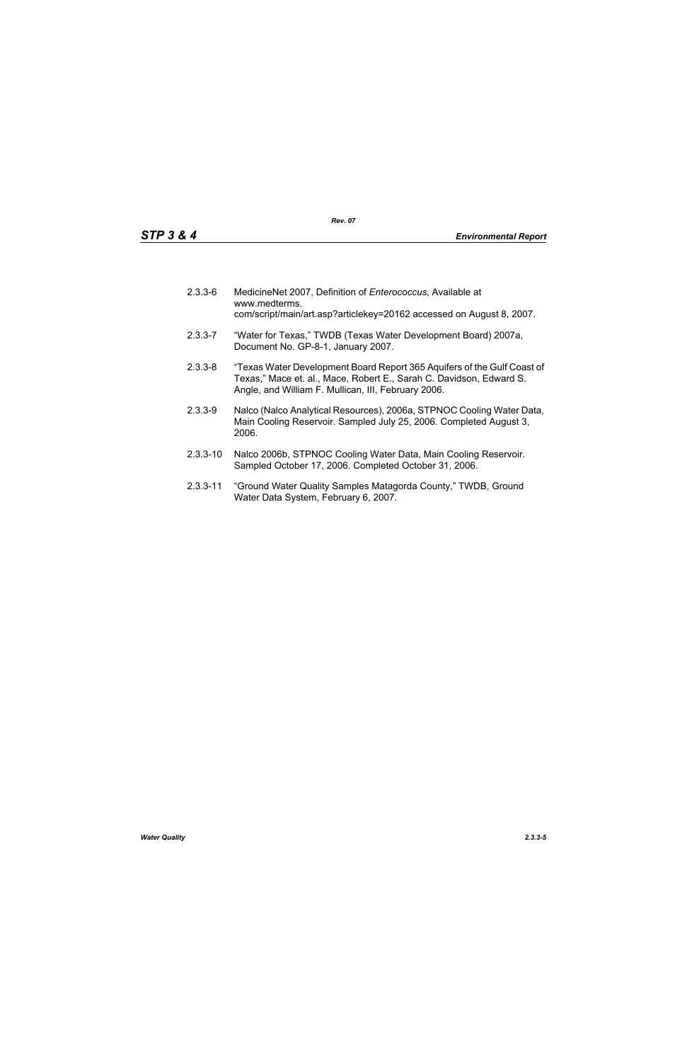2.3.3-6 MedicineNet 2007, Definition of *Enterococcus*, Available at www.medterms.com/script/main/art.asp?articlekey=20162 accessed on August 8, 2007.

2.3.3-7 "Water for Texas," TWDB (Texas Water Development Board) 2007a, Document No. GP-8-1, January 2007.

2.3.3-8 "Texas Water Development Board Report 365 Aquifers of the Gulf Coast of Texas," Mace et. al., Mace, Robert E., Sarah C. Davidson, Edward S. Angle, and William F. Mullican, III, February 2006.

2.3.3-9 Nalco (Nalco Analytical Resources), 2006a, STPNOC Cooling Water Data, Main Cooling Reservoir. Sampled July 25, 2006. Completed August 3, 2006.

2.3.3-10 Nalco 2006b, STPNOC Cooling Water Data, Main Cooling Reservoir. Sampled October 17, 2006. Completed October 31, 2006.

2.3.3-11 "Ground Water Quality Samples Matagorda County," TWDB, Ground Water Data System, February 6, 2007.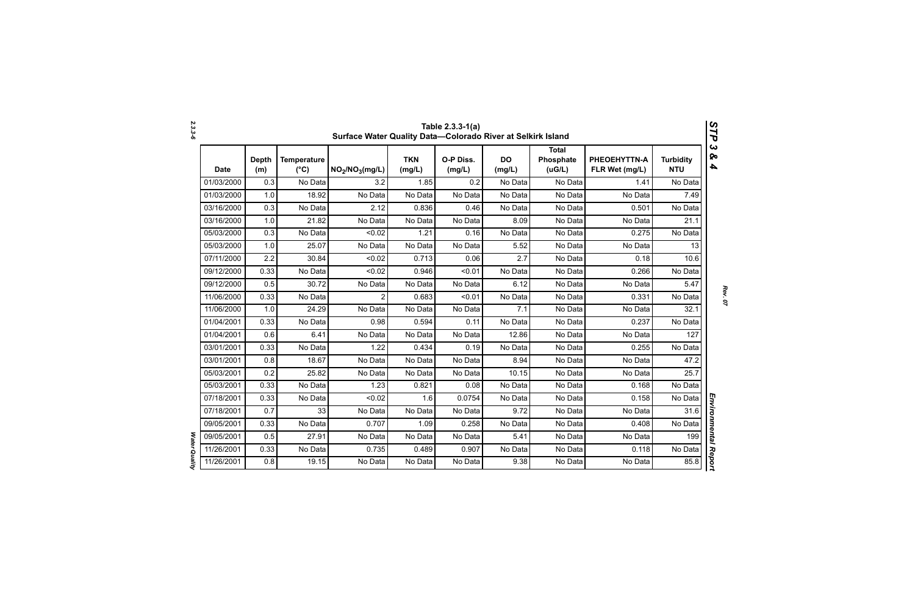Table 2.3.3-1(a)
Surface Water Quality Data—Colorado River at Selkirk Island

| Date | Depth (m) | Temperature (°C) | $NO_2/NO_3$(mg/L) | TKN (mg/L) | O-P Diss. (mg/L) | DO (mg/L) | Total Phosphate (uG/L) | PHEOEHYTTN-A FLR Wet (mg/L) | Turbidity NTU |
|---|---|---|---|---|---|---|---|---|---|
| 01/03/2000 | 0.3 | No Data | 3.2 | 1.85 | 0.2 | No Data | No Data | 1.41 | No Data |
| 01/03/2000 | 1.0 | 18.92 | No Data | No Data | No Data | No Data | No Data | No Data | 7.49 |
| 03/16/2000 | 0.3 | No Data | 2.12 | 0.836 | 0.46 | No Data | No Data | 0.501 | No Data |
| 03/16/2000 | 1.0 | 21.82 | No Data | No Data | No Data | 8.09 | No Data | No Data | 21.1 |
| 05/03/2000 | 0.3 | No Data | <0.02 | 1.21 | 0.16 | No Data | No Data | 0.275 | No Data |
| 05/03/2000 | 1.0 | 25.07 | No Data | No Data | No Data | 5.52 | No Data | No Data | 13 |
| 07/11/2000 | 2.2 | 30.84 | <0.02 | 0.713 | 0.06 | 2.7 | No Data | 0.18 | 10.6 |
| 09/12/2000 | 0.33 | No Data | <0.02 | 0.946 | <0.01 | No Data | No Data | 0.266 | No Data |
| 09/12/2000 | 0.5 | 30.72 | No Data | No Data | No Data | 6.12 | No Data | No Data | 5.47 |
| 11/06/2000 | 0.33 | No Data | 2 | 0.683 | <0.01 | No Data | No Data | 0.331 | No Data |
| 11/06/2000 | 1.0 | 24.29 | No Data | No Data | No Data | 7.1 | No Data | No Data | 32.1 |
| 01/04/2001 | 0.33 | No Data | 0.98 | 0.594 | 0.11 | No Data | No Data | 0.237 | No Data |
| 01/04/2001 | 0.6 | 6.41 | No Data | No Data | No Data | 12.86 | No Data | No Data | 127 |
| 03/01/2001 | 0.33 | No Data | 1.22 | 0.434 | 0.19 | No Data | No Data | 0.255 | No Data |
| 03/01/2001 | 0.8 | 18.67 | No Data | No Data | No Data | 8.94 | No Data | No Data | 47.2 |
| 05/03/2001 | 0.2 | 25.82 | No Data | No Data | No Data | 10.15 | No Data | No Data | 25.7 |
| 05/03/2001 | 0.33 | No Data | 1.23 | 0.821 | 0.08 | No Data | No Data | 0.168 | No Data |
| 07/18/2001 | 0.33 | No Data | <0.02 | 1.6 | 0.0754 | No Data | No Data | 0.158 | No Data |
| 07/18/2001 | 0.7 | 33 | No Data | No Data | No Data | 9.72 | No Data | No Data | 31.6 |
| 09/05/2001 | 0.33 | No Data | 0.707 | 1.09 | 0.258 | No Data | No Data | 0.408 | No Data |
| 09/05/2001 | 0.5 | 27.91 | No Data | No Data | No Data | 5.41 | No Data | No Data | 199 |
| 11/26/2001 | 0.33 | No Data | 0.735 | 0.489 | 0.907 | No Data | No Data | 0.118 | No Data |
| 11/26/2001 | 0.8 | 19.15 | No Data | No Data | No Data | 9.38 | No Data | No Data | 85.8 |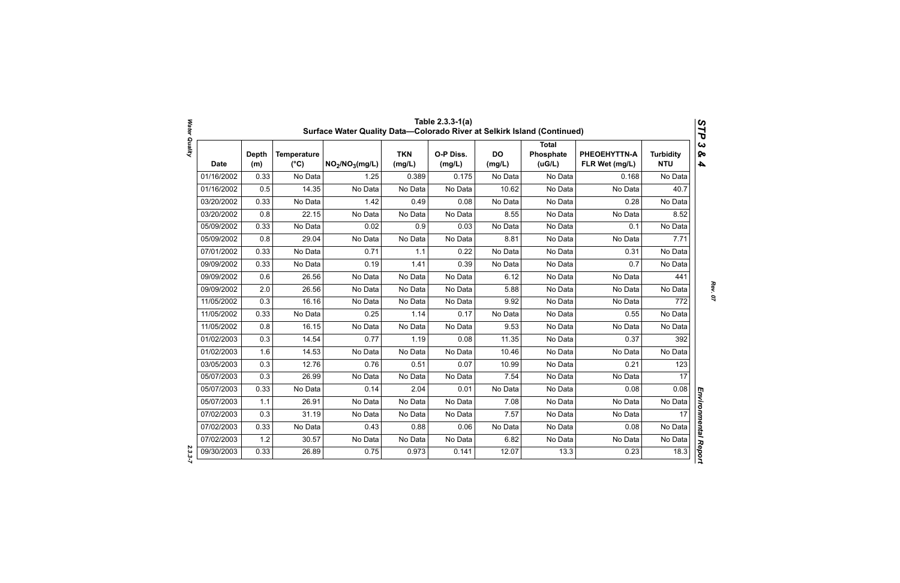## Table 2.3.3-1(a) Surface Water Quality Data—Colorado River at Selkirk Island (Continued)

| Date | Depth (m) | Temperature (°C) | $NO_2/NO_3$(mg/L) | TKN (mg/L) | O-P Diss. (mg/L) | DO (mg/L) | Total Phosphate (uG/L) | PHEOEHYTTN-A FLR Wet (mg/L) | Turbidity NTU |
|---|---|---|---|---|---|---|---|---|---|
| 01/16/2002 | 0.33 | No Data | 1.25 | 0.389 | 0.175 | No Data | No Data | 0.168 | No Data |
| 01/16/2002 | 0.5 | 14.35 | No Data | No Data | No Data | 10.62 | No Data | No Data | 40.7 |
| 03/20/2002 | 0.33 | No Data | 1.42 | 0.49 | 0.08 | No Data | No Data | 0.28 | No Data |
| 03/20/2002 | 0.8 | 22.15 | No Data | No Data | No Data | 8.55 | No Data | No Data | 8.52 |
| 05/09/2002 | 0.33 | No Data | 0.02 | 0.9 | 0.03 | No Data | No Data | 0.1 | No Data |
| 05/09/2002 | 0.8 | 29.04 | No Data | No Data | No Data | 8.81 | No Data | No Data | 7.71 |
| 07/01/2002 | 0.33 | No Data | 0.71 | 1.1 | 0.22 | No Data | No Data | 0.31 | No Data |
| 09/09/2002 | 0.33 | No Data | 0.19 | 1.41 | 0.39 | No Data | No Data | 0.7 | No Data |
| 09/09/2002 | 0.6 | 26.56 | No Data | No Data | No Data | 6.12 | No Data | No Data | 441 |
| 09/09/2002 | 2.0 | 26.56 | No Data | No Data | No Data | 5.88 | No Data | No Data | No Data |
| 11/05/2002 | 0.3 | 16.16 | No Data | No Data | No Data | 9.92 | No Data | No Data | 772 |
| 11/05/2002 | 0.33 | No Data | 0.25 | 1.14 | 0.17 | No Data | No Data | 0.55 | No Data |
| 11/05/2002 | 0.8 | 16.15 | No Data | No Data | No Data | 9.53 | No Data | No Data | No Data |
| 01/02/2003 | 0.3 | 14.54 | 0.77 | 1.19 | 0.08 | 11.35 | No Data | 0.37 | 392 |
| 01/02/2003 | 1.6 | 14.53 | No Data | No Data | No Data | 10.46 | No Data | No Data | No Data |
| 03/05/2003 | 0.3 | 12.76 | 0.76 | 0.51 | 0.07 | 10.99 | No Data | 0.21 | 123 |
| 05/07/2003 | 0.3 | 26.99 | No Data | No Data | No Data | 7.54 | No Data | No Data | 17 |
| 05/07/2003 | 0.33 | No Data | 0.14 | 2.04 | 0.01 | No Data | No Data | 0.08 | 0.08 |
| 05/07/2003 | 1.1 | 26.91 | No Data | No Data | No Data | 7.08 | No Data | No Data | No Data |
| 07/02/2003 | 0.3 | 31.19 | No Data | No Data | No Data | 7.57 | No Data | No Data | 17 |
| 07/02/2003 | 0.33 | No Data | 0.43 | 0.88 | 0.06 | No Data | No Data | 0.08 | No Data |
| 07/02/2003 | 1.2 | 30.57 | No Data | No Data | No Data | 6.82 | No Data | No Data | No Data |
| 09/30/2003 | 0.33 | 26.89 | 0.75 | 0.973 | 0.141 | 12.07 | 13.3 | 0.23 | 18.3 |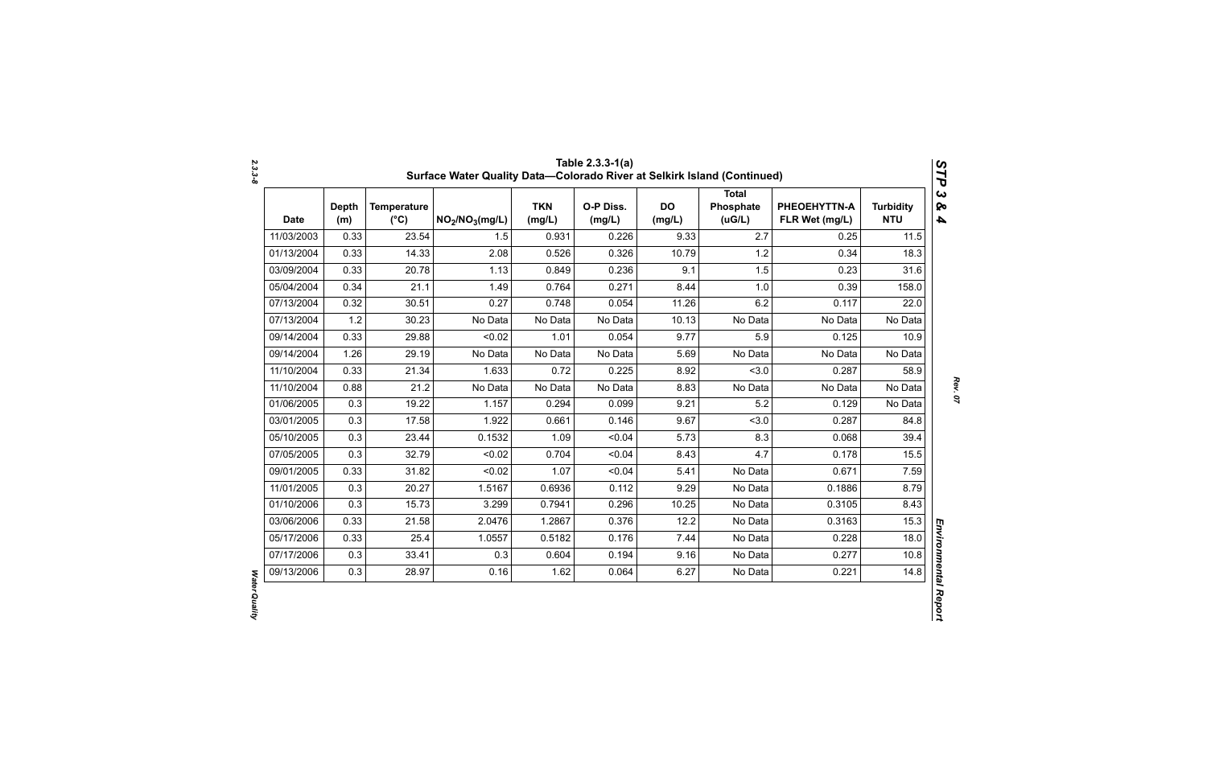# Table 2.3.3-1(a) Surface Water Quality Data—Colorado River at Selkirk Island (Continued)

| Date | Depth (m) | Temperature (°C) | $NO_2/NO_3$(mg/L) | TKN (mg/L) | O-P Diss. (mg/L) | DO (mg/L) | Total Phosphate (uG/L) | PHEOEHYTTN-A FLR Wet (mg/L) | Turbidity NTU |
|---|---|---|---|---|---|---|---|---|---|
| 11/03/2003 | 0.33 | 23.54 | 1.5 | 0.931 | 0.226 | 9.33 | 2.7 | 0.25 | 11.5 |
| 01/13/2004 | 0.33 | 14.33 | 2.08 | 0.526 | 0.326 | 10.79 | 1.2 | 0.34 | 18.3 |
| 03/09/2004 | 0.33 | 20.78 | 1.13 | 0.849 | 0.236 | 9.1 | 1.5 | 0.23 | 31.6 |
| 05/04/2004 | 0.34 | 21.1 | 1.49 | 0.764 | 0.271 | 8.44 | 1.0 | 0.39 | 158.0 |
| 07/13/2004 | 0.32 | 30.51 | 0.27 | 0.748 | 0.054 | 11.26 | 6.2 | 0.117 | 22.0 |
| 07/13/2004 | 1.2 | 30.23 | No Data | No Data | No Data | 10.13 | No Data | No Data | No Data |
| 09/14/2004 | 0.33 | 29.88 | <0.02 | 1.01 | 0.054 | 9.77 | 5.9 | 0.125 | 10.9 |
| 09/14/2004 | 1.26 | 29.19 | No Data | No Data | No Data | 5.69 | No Data | No Data | No Data |
| 11/10/2004 | 0.33 | 21.34 | 1.633 | 0.72 | 0.225 | 8.92 | <3.0 | 0.287 | 58.9 |
| 11/10/2004 | 0.88 | 21.2 | No Data | No Data | No Data | 8.83 | No Data | No Data | No Data |
| 01/06/2005 | 0.3 | 19.22 | 1.157 | 0.294 | 0.099 | 9.21 | 5.2 | 0.129 | No Data |
| 03/01/2005 | 0.3 | 17.58 | 1.922 | 0.661 | 0.146 | 9.67 | <3.0 | 0.287 | 84.8 |
| 05/10/2005 | 0.3 | 23.44 | 0.1532 | 1.09 | <0.04 | 5.73 | 8.3 | 0.068 | 39.4 |
| 07/05/2005 | 0.3 | 32.79 | <0.02 | 0.704 | <0.04 | 8.43 | 4.7 | 0.178 | 15.5 |
| 09/01/2005 | 0.33 | 31.82 | <0.02 | 1.07 | <0.04 | 5.41 | No Data | 0.671 | 7.59 |
| 11/01/2005 | 0.3 | 20.27 | 1.5167 | 0.6936 | 0.112 | 9.29 | No Data | 0.1886 | 8.79 |
| 01/10/2006 | 0.3 | 15.73 | 3.299 | 0.7941 | 0.296 | 10.25 | No Data | 0.3105 | 8.43 |
| 03/06/2006 | 0.33 | 21.58 | 2.0476 | 1.2867 | 0.376 | 12.2 | No Data | 0.3163 | 15.3 |
| 05/17/2006 | 0.33 | 25.4 | 1.0557 | 0.5182 | 0.176 | 7.44 | No Data | 0.228 | 18.0 |
| 07/17/2006 | 0.3 | 33.41 | 0.3 | 0.604 | 0.194 | 9.16 | No Data | 0.277 | 10.8 |
| 09/13/2006 | 0.3 | 28.97 | 0.16 | 1.62 | 0.064 | 6.27 | No Data | 0.221 | 14.8 |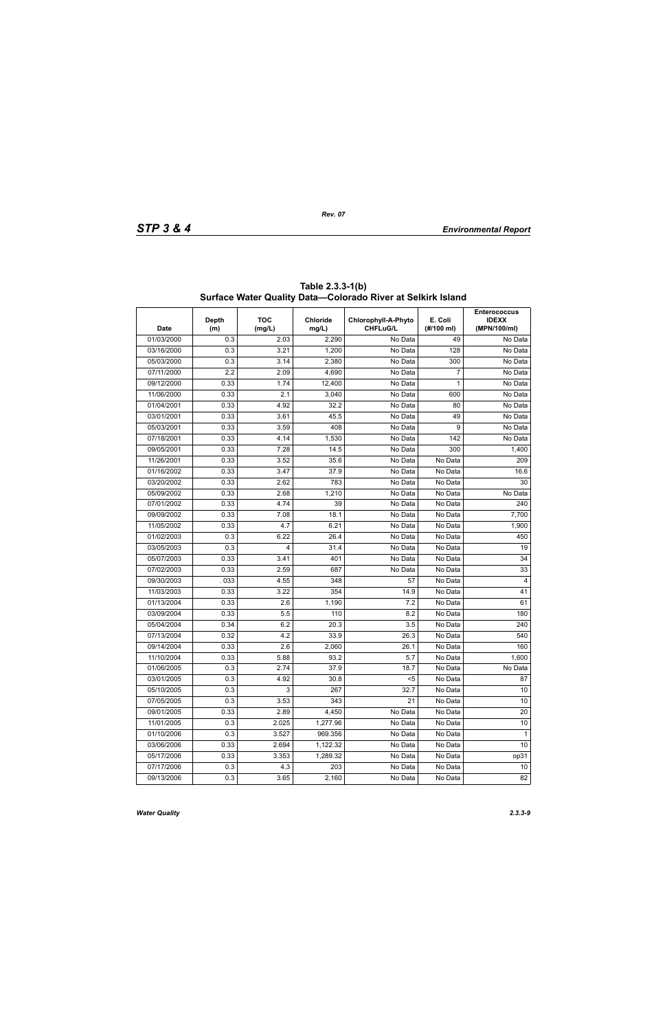**Table 2.3.3-1(b) Surface Water Quality Data—Colorado River at Selkirk Island**

| Date | Depth (m) | TOC (mg/L) | Chloride mg/L) | Chlorophyll-A-Phyto CHFLuG/L | E. Coli (#/100 ml) | Enterococcus IDEXX (MPN/100/ml) |
|---|---|---|---|---|---|---|
| 01/03/2000 | 0.3 | 2.03 | 2,290 | No Data | 49 | No Data |
| 03/16/2000 | 0.3 | 3.21 | 1,200 | No Data | 128 | No Data |
| 05/03/2000 | 0.3 | 3.14 | 2,380 | No Data | 300 | No Data |
| 07/11/2000 | 2.2 | 2.09 | 4,690 | No Data | 7 | No Data |
| 09/12/2000 | 0.33 | 1.74 | 12,400 | No Data | 1 | No Data |
| 11/06/2000 | 0.33 | 2.1 | 3,040 | No Data | 600 | No Data |
| 01/04/2001 | 0.33 | 4.92 | 32.2 | No Data | 80 | No Data |
| 03/01/2001 | 0.33 | 3.61 | 45.5 | No Data | 49 | No Data |
| 05/03/2001 | 0.33 | 3.59 | 408 | No Data | 9 | No Data |
| 07/18/2001 | 0.33 | 4.14 | 1,530 | No Data | 142 | No Data |
| 09/05/2001 | 0.33 | 7.28 | 14.5 | No Data | 300 | 1,400 |
| 11/26/2001 | 0.33 | 3.52 | 35.6 | No Data | No Data | 209 |
| 01/16/2002 | 0.33 | 3.47 | 37.9 | No Data | No Data | 16.6 |
| 03/20/2002 | 0.33 | 2.62 | 783 | No Data | No Data | 30 |
| 05/09/2002 | 0.33 | 2.68 | 1,210 | No Data | No Data | No Data |
| 07/01/2002 | 0.33 | 4.74 | 39 | No Data | No Data | 240 |
| 09/09/2002 | 0.33 | 7.08 | 18.1 | No Data | No Data | 7,700 |
| 11/05/2002 | 0.33 | 4.7 | 6.21 | No Data | No Data | 1,900 |
| 01/02/2003 | 0.3 | 6.22 | 26.4 | No Data | No Data | 450 |
| 03/05/2003 | 0.3 | 4 | 31.4 | No Data | No Data | 19 |
| 05/07/2003 | 0.33 | 3.41 | 401 | No Data | No Data | 34 |
| 07/02/2003 | 0.33 | 2.59 | 687 | No Data | No Data | 33 |
| 09/30/2003 | . 033 | 4.55 | 348 | 57 | No Data | 4 |
| 11/03/2003 | 0.33 | 3.22 | 354 | 14.9 | No Data | 41 |
| 01/13/2004 | 0.33 | 2.6 | 1,190 | 7.2 | No Data | 61 |
| 03/09/2004 | 0.33 | 5.5 | 110 | 8.2 | No Data | 180 |
| 05/04/2004 | 0.34 | 6.2 | 20.3 | 3.5 | No Data | 240 |
| 07/13/2004 | 0.32 | 4.2 | 33.9 | 26.3 | No Data | 540 |
| 09/14/2004 | 0.33 | 2.6 | 2,060 | 26.1 | No Data | 160 |
| 11/10/2004 | 0.33 | 5.88 | 93.2 | 5.7 | No Data | 1,600 |
| 01/06/2005 | 0.3 | 2.74 | 37.9 | 18.7 | No Data | No Data |
| 03/01/2005 | 0.3 | 4.92 | 30.8 | <5 | No Data | 87 |
| 05/10/2005 | 0.3 | 3 | 267 | 32.7 | No Data | 10 |
| 07/05/2005 | 0.3 | 3.53 | 343 | 21 | No Data | 10 |
| 09/01/2005 | 0.33 | 2.89 | 4,450 | No Data | No Data | 20 |
| 11/01/2005 | 0.3 | 2.025 | 1,277.96 | No Data | No Data | 10 |
| 01/10/2006 | 0.3 | 3.527 | 969.356 | No Data | No Data | 1 |
| 03/06/2006 | 0.33 | 2.694 | 1,122.32 | No Data | No Data | 10 |
| 05/17/2006 | 0.33 | 3.353 | 1,289.32 | No Data | No Data | op31 |
| 07/17/2006 | 0.3 | 4.3 | 203 | No Data | No Data | 10 |
| 09/13/2006 | 0.3 | 3.65 | 2,160 | No Data | No Data | 82 |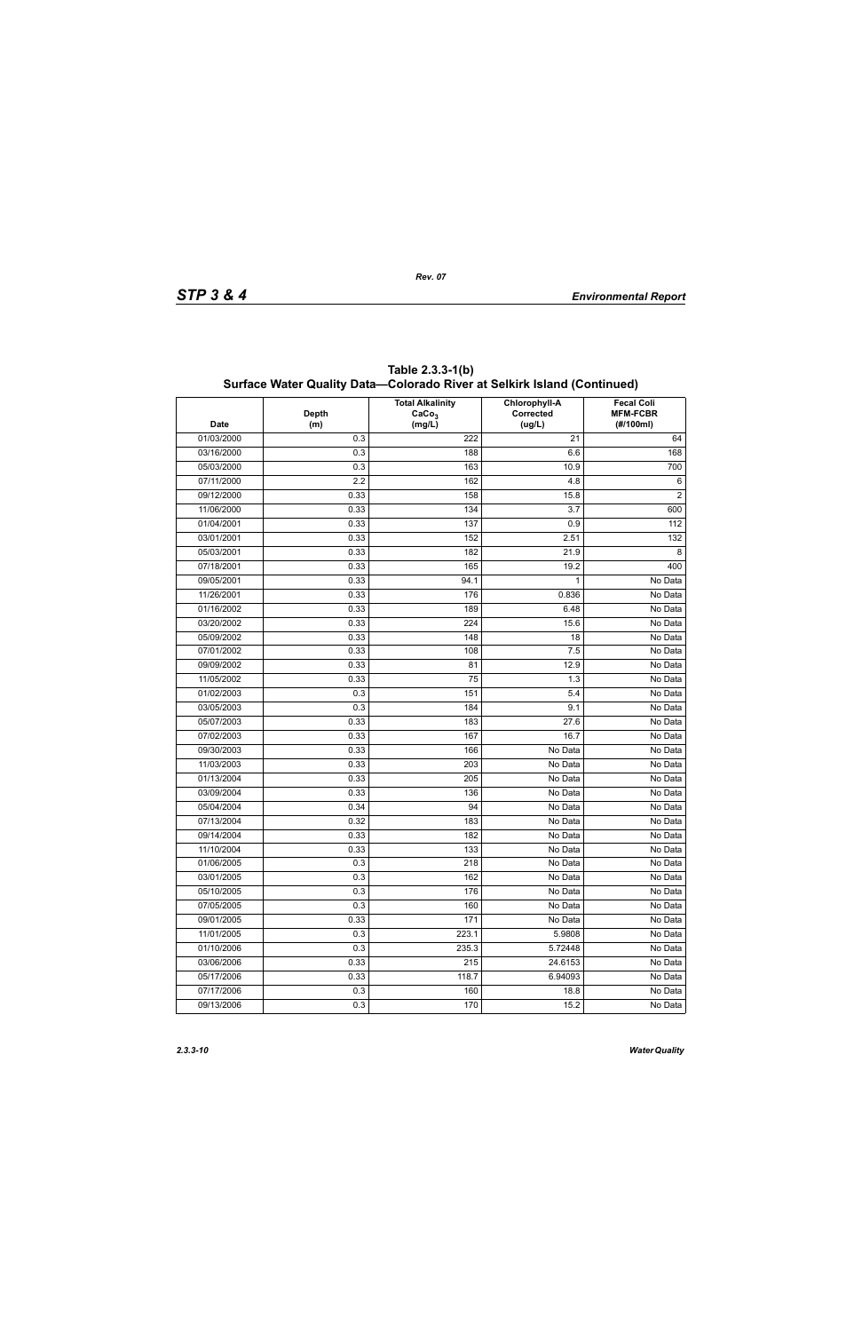## Table 2.3.3-1(b) Surface Water Quality Data—Colorado River at Selkirk Island (Continued)

| Date | Depth (m) | Total Alkalinity $CaCo_3$ (mg/L) | Chlorophyll-A Corrected (ug/L) | Fecal Coli MFM-FCBR (#/100ml) |
|---|---|---|---|---|
| 01/03/2000 | 0.3 | 222 | 21 | 64 |
| 03/16/2000 | 0.3 | 188 | 6.6 | 168 |
| 05/03/2000 | 0.3 | 163 | 10.9 | 700 |
| 07/11/2000 | 2.2 | 162 | 4.8 | 6 |
| 09/12/2000 | 0.33 | 158 | 15.8 | 2 |
| 11/06/2000 | 0.33 | 134 | 3.7 | 600 |
| 01/04/2001 | 0.33 | 137 | 0.9 | 112 |
| 03/01/2001 | 0.33 | 152 | 2.51 | 132 |
| 05/03/2001 | 0.33 | 182 | 21.9 | 8 |
| 07/18/2001 | 0.33 | 165 | 19.2 | 400 |
| 09/05/2001 | 0.33 | 94.1 | 1 | No Data |
| 11/26/2001 | 0.33 | 176 | 0.836 | No Data |
| 01/16/2002 | 0.33 | 189 | 6.48 | No Data |
| 03/20/2002 | 0.33 | 224 | 15.6 | No Data |
| 05/09/2002 | 0.33 | 148 | 18 | No Data |
| 07/01/2002 | 0.33 | 108 | 7.5 | No Data |
| 09/09/2002 | 0.33 | 81 | 12.9 | No Data |
| 11/05/2002 | 0.33 | 75 | 1.3 | No Data |
| 01/02/2003 | 0.3 | 151 | 5.4 | No Data |
| 03/05/2003 | 0.3 | 184 | 9.1 | No Data |
| 05/07/2003 | 0.33 | 183 | 27.6 | No Data |
| 07/02/2003 | 0.33 | 167 | 16.7 | No Data |
| 09/30/2003 | 0.33 | 166 | No Data | No Data |
| 11/03/2003 | 0.33 | 203 | No Data | No Data |
| 01/13/2004 | 0.33 | 205 | No Data | No Data |
| 03/09/2004 | 0.33 | 136 | No Data | No Data |
| 05/04/2004 | 0.34 | 94 | No Data | No Data |
| 07/13/2004 | 0.32 | 183 | No Data | No Data |
| 09/14/2004 | 0.33 | 182 | No Data | No Data |
| 11/10/2004 | 0.33 | 133 | No Data | No Data |
| 01/06/2005 | 0.3 | 218 | No Data | No Data |
| 03/01/2005 | 0.3 | 162 | No Data | No Data |
| 05/10/2005 | 0.3 | 176 | No Data | No Data |
| 07/05/2005 | 0.3 | 160 | No Data | No Data |
| 09/01/2005 | 0.33 | 171 | No Data | No Data |
| 11/01/2005 | 0.3 | 223.1 | 5.9808 | No Data |
| 01/10/2006 | 0.3 | 235.3 | 5.72448 | No Data |
| 03/06/2006 | 0.33 | 215 | 24.6153 | No Data |
| 05/17/2006 | 0.33 | 118.7 | 6.94093 | No Data |
| 07/17/2006 | 0.3 | 160 | 18.8 | No Data |
| 09/13/2006 | 0.3 | 170 | 15.2 | No Data |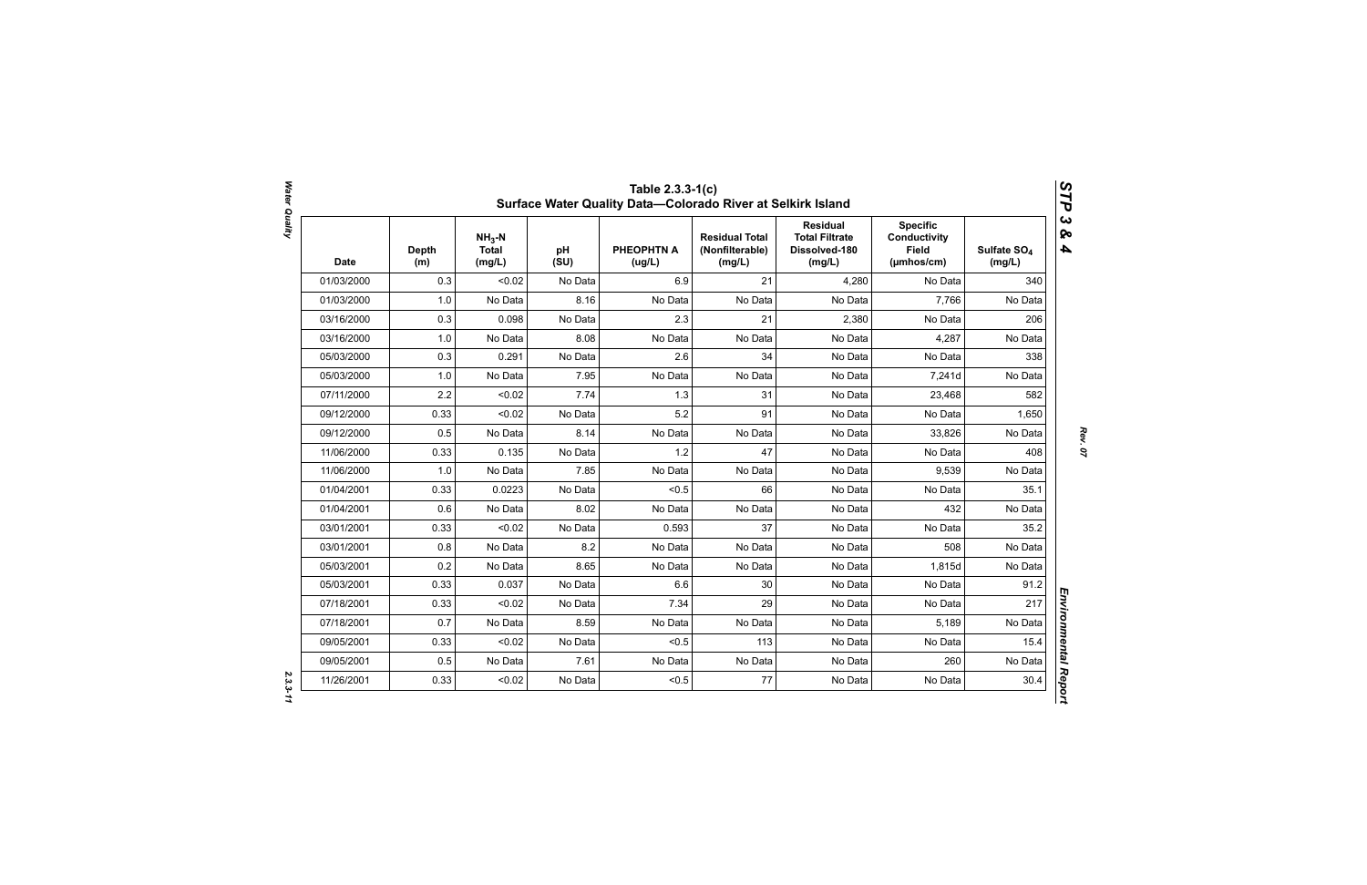# Table 2.3.3-1(c) Surface Water Quality Data—Colorado River at Selkirk Island

| Date | Depth (m) | $NH_3$-N Total (mg/L) | pH (SU) | PHEOPHTN A (ug/L) | Residual Total (Nonfilterable) (mg/L) | Residual Total Filtrate Dissolved-180 (mg/L) | Specific Conductivity Field (μmhos/cm) | Sulfate $SO_4$ (mg/L) |
|---|---|---|---|---|---|---|---|---|
| 01/03/2000 | 0.3 | <0.02 | No Data | 6.9 | 21 | 4,280 | No Data | 340 |
| 01/03/2000 | 1.0 | No Data | 8.16 | No Data | No Data | No Data | 7,766 | No Data |
| 03/16/2000 | 0.3 | 0.098 | No Data | 2.3 | 21 | 2,380 | No Data | 206 |
| 03/16/2000 | 1.0 | No Data | 8.08 | No Data | No Data | No Data | 4,287 | No Data |
| 05/03/2000 | 0.3 | 0.291 | No Data | 2.6 | 34 | No Data | No Data | 338 |
| 05/03/2000 | 1.0 | No Data | 7.95 | No Data | No Data | No Data | 7,241d | No Data |
| 07/11/2000 | 2.2 | <0.02 | 7.74 | 1.3 | 31 | No Data | 23,468 | 582 |
| 09/12/2000 | 0.33 | <0.02 | No Data | 5.2 | 91 | No Data | No Data | 1,650 |
| 09/12/2000 | 0.5 | No Data | 8.14 | No Data | No Data | No Data | 33,826 | No Data |
| 11/06/2000 | 0.33 | 0.135 | No Data | 1.2 | 47 | No Data | No Data | 408 |
| 11/06/2000 | 1.0 | No Data | 7.85 | No Data | No Data | No Data | 9,539 | No Data |
| 01/04/2001 | 0.33 | 0.0223 | No Data | <0.5 | 66 | No Data | No Data | 35.1 |
| 01/04/2001 | 0.6 | No Data | 8.02 | No Data | No Data | No Data | 432 | No Data |
| 03/01/2001 | 0.33 | <0.02 | No Data | 0.593 | 37 | No Data | No Data | 35.2 |
| 03/01/2001 | 0.8 | No Data | 8.2 | No Data | No Data | No Data | 508 | No Data |
| 05/03/2001 | 0.2 | No Data | 8.65 | No Data | No Data | No Data | 1,815d | No Data |
| 05/03/2001 | 0.33 | 0.037 | No Data | 6.6 | 30 | No Data | No Data | 91.2 |
| 07/18/2001 | 0.33 | <0.02 | No Data | 7.34 | 29 | No Data | No Data | 217 |
| 07/18/2001 | 0.7 | No Data | 8.59 | No Data | No Data | No Data | 5,189 | No Data |
| 09/05/2001 | 0.33 | <0.02 | No Data | <0.5 | 113 | No Data | No Data | 15.4 |
| 09/05/2001 | 0.5 | No Data | 7.61 | No Data | No Data | No Data | 260 | No Data |
| 11/26/2001 | 0.33 | <0.02 | No Data | <0.5 | 77 | No Data | No Data | 30.4 |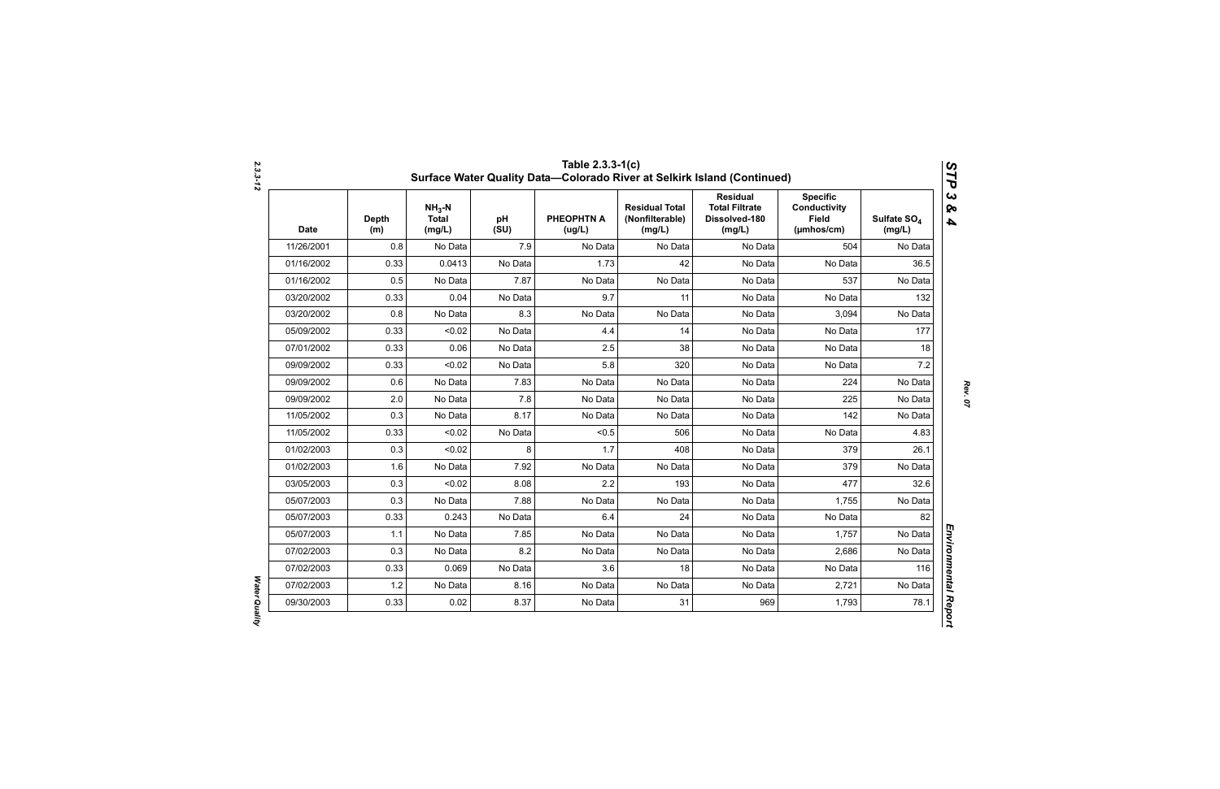**Table 2.3.3-1(c) Surface Water Quality Data—Colorado River at Selkirk Island (Continued)**

| Date | Depth (m) | $NH_3$-N Total (mg/L) | pH (SU) | PHEOPHTN A (ug/L) | Residual Total (Nonfilterable) (mg/L) | Residual Total Filtrate Dissolved-180 (mg/L) | Specific Conductivity Field (µmhos/cm) | Sulfate $SO_4$ (mg/L) |
|---|---|---|---|---|---|---|---|---|
| 11/26/2001 | 0.8 | No Data | 7.9 | No Data | No Data | No Data | 504 | No Data |
| 01/16/2002 | 0.33 | 0.0413 | No Data | 1.73 | 42 | No Data | No Data | 36.5 |
| 01/16/2002 | 0.5 | No Data | 7.87 | No Data | No Data | No Data | 537 | No Data |
| 03/20/2002 | 0.33 | 0.04 | No Data | 9.7 | 11 | No Data | No Data | 132 |
| 03/20/2002 | 0.8 | No Data | 8.3 | No Data | No Data | No Data | 3,094 | No Data |
| 05/09/2002 | 0.33 | <0.02 | No Data | 4.4 | 14 | No Data | No Data | 177 |
| 07/01/2002 | 0.33 | 0.06 | No Data | 2.5 | 38 | No Data | No Data | 18 |
| 09/09/2002 | 0.33 | <0.02 | No Data | 5.8 | 320 | No Data | No Data | 7.2 |
| 09/09/2002 | 0.6 | No Data | 7.83 | No Data | No Data | No Data | 224 | No Data |
| 09/09/2002 | 2.0 | No Data | 7.8 | No Data | No Data | No Data | 225 | No Data |
| 11/05/2002 | 0.3 | No Data | 8.17 | No Data | No Data | No Data | 142 | No Data |
| 11/05/2002 | 0.33 | <0.02 | No Data | <0.5 | 506 | No Data | No Data | 4.83 |
| 01/02/2003 | 0.3 | <0.02 | 8 | 1.7 | 408 | No Data | 379 | 26.1 |
| 01/02/2003 | 1.6 | No Data | 7.92 | No Data | No Data | No Data | 379 | No Data |
| 03/05/2003 | 0.3 | <0.02 | 8.08 | 2.2 | 193 | No Data | 477 | 32.6 |
| 05/07/2003 | 0.3 | No Data | 7.88 | No Data | No Data | No Data | 1,755 | No Data |
| 05/07/2003 | 0.33 | 0.243 | No Data | 6.4 | 24 | No Data | No Data | 82 |
| 05/07/2003 | 1.1 | No Data | 7.85 | No Data | No Data | No Data | 1,757 | No Data |
| 07/02/2003 | 0.3 | No Data | 8.2 | No Data | No Data | No Data | 2,686 | No Data |
| 07/02/2003 | 0.33 | 0.069 | No Data | 3.6 | 18 | No Data | No Data | 116 |
| 07/02/2003 | 1.2 | No Data | 8.16 | No Data | No Data | No Data | 2,721 | No Data |
| 09/30/2003 | 0.33 | 0.02 | 8.37 | No Data | 31 | 969 | 1,793 | 78.1 |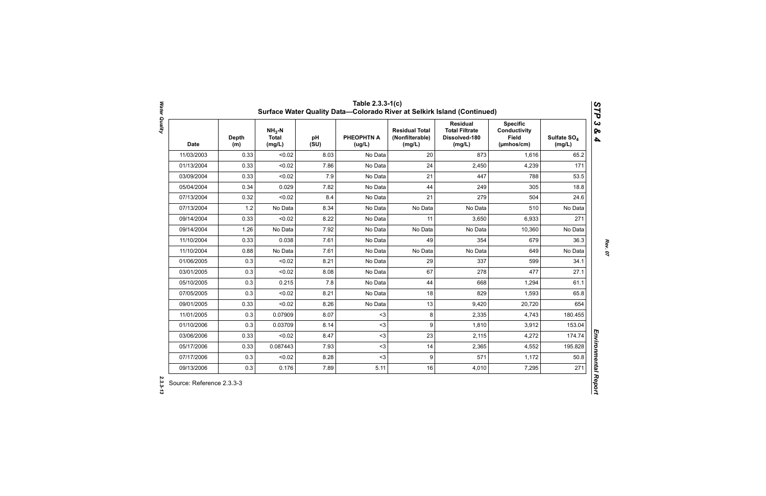# Table 2.3.3-1(c) Surface Water Quality Data—Colorado River at Selkirk Island (Continued)

| Date | Depth (m) | $NH_3$-N Total (mg/L) | pH (SU) | PHEOPHTN A (ug/L) | Residual Total (Nonfilterable) (mg/L) | Residual Total Filtrate Dissolved-180 (mg/L) | Specific Conductivity Field (µmhos/cm) | Sulfate $SO_4$ (mg/L) |
|---|---|---|---|---|---|---|---|---|
| 11/03/2003 | 0.33 | <0.02 | 8.03 | No Data | 20 | 873 | 1,616 | 65.2 |
| 01/13/2004 | 0.33 | <0.02 | 7.86 | No Data | 24 | 2,450 | 4,239 | 171 |
| 03/09/2004 | 0.33 | <0.02 | 7.9 | No Data | 21 | 447 | 788 | 53.5 |
| 05/04/2004 | 0.34 | 0.029 | 7.82 | No Data | 44 | 249 | 305 | 18.8 |
| 07/13/2004 | 0.32 | <0.02 | 8.4 | No Data | 21 | 279 | 504 | 24.6 |
| 07/13/2004 | 1.2 | No Data | 8.34 | No Data | No Data | No Data | 510 | No Data |
| 09/14/2004 | 0.33 | <0.02 | 8.22 | No Data | 11 | 3,650 | 6,933 | 271 |
| 09/14/2004 | 1.26 | No Data | 7.92 | No Data | No Data | No Data | 10,360 | No Data |
| 11/10/2004 | 0.33 | 0.038 | 7.61 | No Data | 49 | 354 | 679 | 36.3 |
| 11/10/2004 | 0.88 | No Data | 7.61 | No Data | No Data | No Data | 649 | No Data |
| 01/06/2005 | 0.3 | <0.02 | 8.21 | No Data | 29 | 337 | 599 | 34.1 |
| 03/01/2005 | 0.3 | <0.02 | 8.08 | No Data | 67 | 278 | 477 | 27.1 |
| 05/10/2005 | 0.3 | 0.215 | 7.8 | No Data | 44 | 668 | 1,294 | 61.1 |
| 07/05/2005 | 0.3 | <0.02 | 8.21 | No Data | 18 | 829 | 1,593 | 65.8 |
| 09/01/2005 | 0.33 | <0.02 | 8.26 | No Data | 13 | 9,420 | 20,720 | 654 |
| 11/01/2005 | 0.3 | 0.07909 | 8.07 | <3 | 8 | 2,335 | 4,743 | 180.455 |
| 01/10/2006 | 0.3 | 0.03709 | 8.14 | <3 | 9 | 1,810 | 3,912 | 153.04 |
| 03/06/2006 | 0.33 | <0.02 | 8.47 | <3 | 23 | 2,115 | 4,272 | 174.74 |
| 05/17/2006 | 0.33 | 0.087443 | 7.93 | <3 | 14 | 2,365 | 4,552 | 195.828 |
| 07/17/2006 | 0.3 | <0.02 | 8.28 | <3 | 9 | 571 | 1,172 | 50.8 |
| 09/13/2006 | 0.3 | 0.176 | 7.89 | 5.11 | 16 | 4,010 | 7,295 | 271 |

Source: Reference 2.3.3-3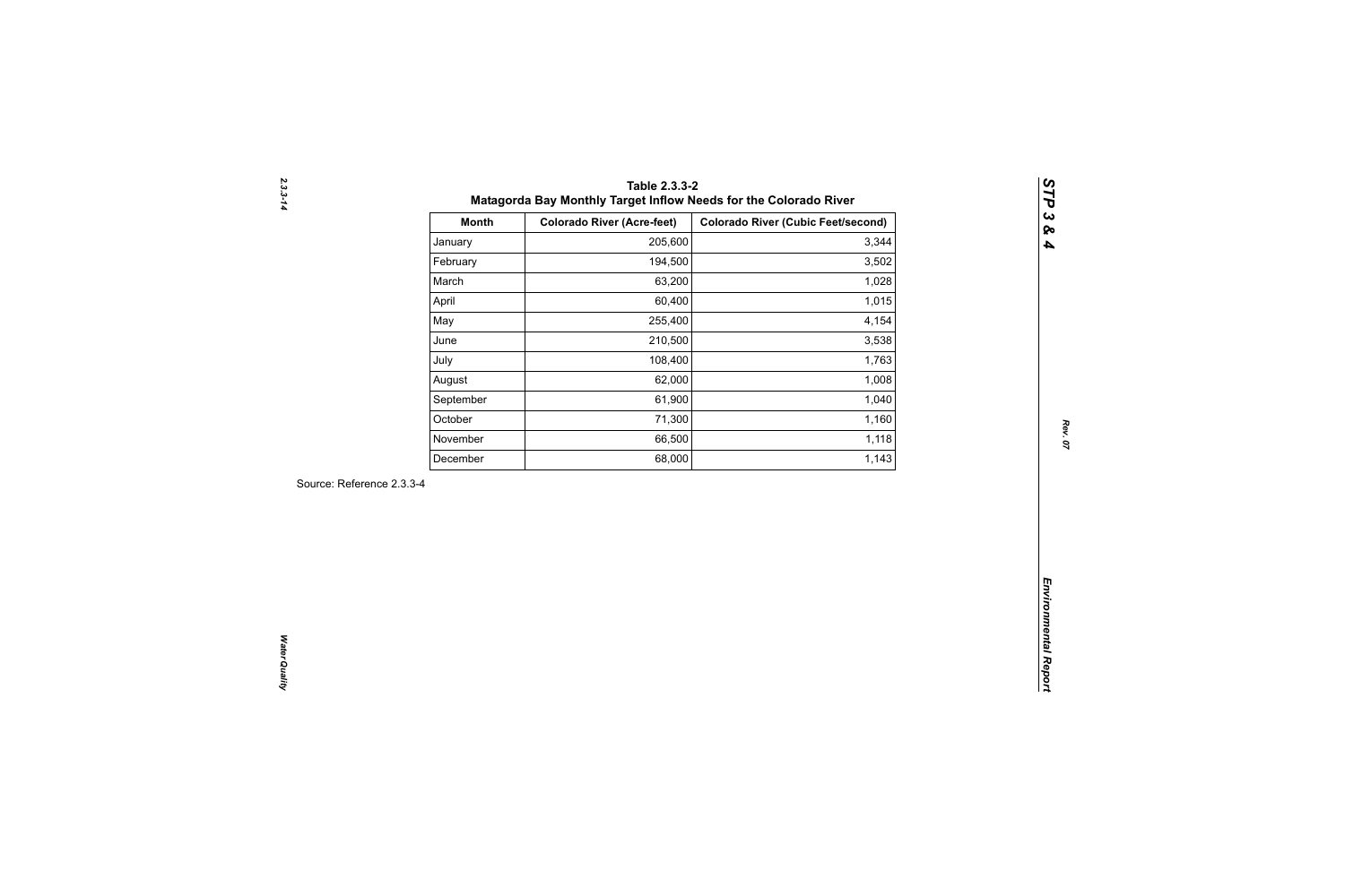**Table 2.3.3-2**
**Matagorda Bay Monthly Target Inflow Needs for the Colorado River**

| Month | Colorado River (Acre-feet) | Colorado River (Cubic Feet/second) |
|---|---:|---:|
| January | 205,600 | 3,344 |
| February | 194,500 | 3,502 |
| March | 63,200 | 1,028 |
| April | 60,400 | 1,015 |
| May | 255,400 | 4,154 |
| June | 210,500 | 3,538 |
| July | 108,400 | 1,763 |
| August | 62,000 | 1,008 |
| September | 61,900 | 1,040 |
| October | 71,300 | 1,160 |
| November | 66,500 | 1,118 |
| December | 68,000 | 1,143 |

Source: Reference 2.3.3-4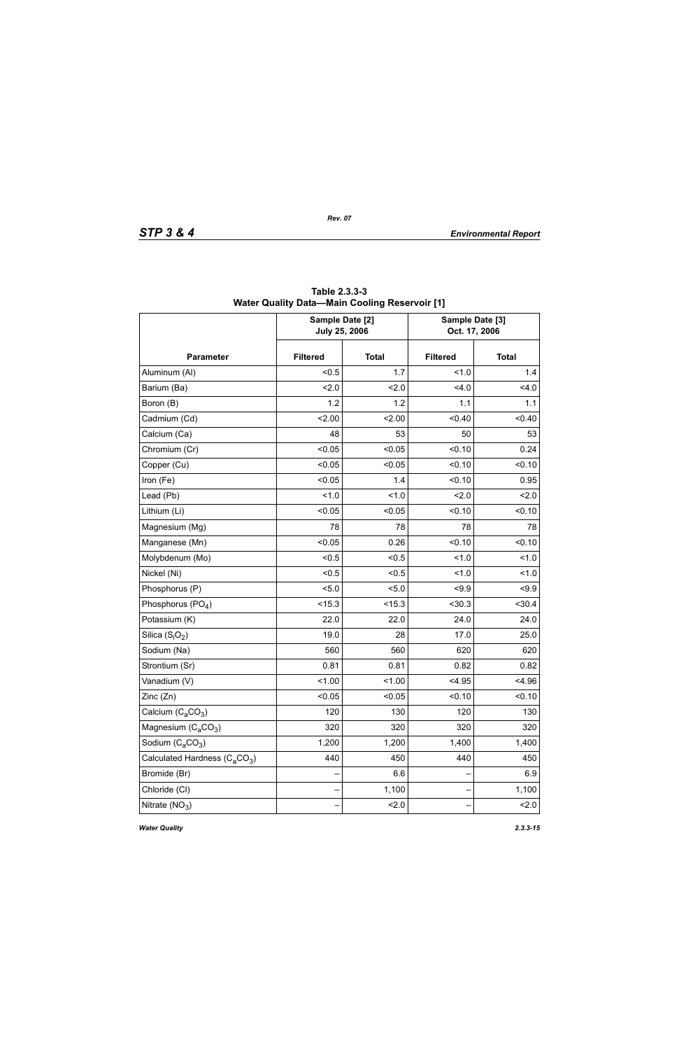**Table 2.3.3-3**
**Water Quality Data—Main Cooling Reservoir [1]**

| Parameter | Sample Date [2] July 25, 2006 | | Sample Date [3] Oct. 17, 2006 | |
|---|---|---|---|---|
| | Filtered | Total | Filtered | Total |
| Aluminum (Al) | <0.5 | 1.7 | <1.0 | 1.4 |
| Barium (Ba) | <2.0 | <2.0 | <4.0 | <4.0 |
| Boron (B) | 1.2 | 1.2 | 1.1 | 1.1 |
| Cadmium (Cd) | <2.00 | <2.00 | <0.40 | <0.40 |
| Calcium (Ca) | 48 | 53 | 50 | 53 |
| Chromium (Cr) | <0.05 | <0.05 | <0.10 | 0.24 |
| Copper (Cu) | <0.05 | <0.05 | <0.10 | <0.10 |
| Iron (Fe) | <0.05 | 1.4 | <0.10 | 0.95 |
| Lead (Pb) | <1.0 | <1.0 | <2.0 | <2.0 |
| Lithium (Li) | <0.05 | <0.05 | <0.10 | <0.10 |
| Magnesium (Mg) | 78 | 78 | 78 | 78 |
| Manganese (Mn) | <0.05 | 0.26 | <0.10 | <0.10 |
| Molybdenum (Mo) | <0.5 | <0.5 | <1.0 | <1.0 |
| Nickel (Ni) | <0.5 | <0.5 | <1.0 | <1.0 |
| Phosphorus (P) | <5.0 | <5.0 | <9.9 | <9.9 |
| Phosphorus ($PO_4$) | <15.3 | <15.3 | <30.3 | <30.4 |
| Potassium (K) | 22.0 | 22.0 | 24.0 | 24.0 |
| Silica ($S_iO_2$) | 19.0 | 28 | 17.0 | 25.0 |
| Sodium (Na) | 560 | 560 | 620 | 620 |
| Strontium (Sr) | 0.81 | 0.81 | 0.82 | 0.82 |
| Vanadium (V) | <1.00 | <1.00 | <4.95 | <4.96 |
| Zinc (Zn) | <0.05 | <0.05 | <0.10 | <0.10 |
| Calcium ($C_aCO_3$) | 120 | 130 | 120 | 130 |
| Magnesium ($C_aCO_3$) | 320 | 320 | 320 | 320 |
| Sodium ($C_aCO_3$) | 1,200 | 1,200 | 1,400 | 1,400 |
| Calculated Hardness ($C_aCO_3$) | 440 | 450 | 440 | 450 |
| Bromide (Br) | – | 6.6 | – | 6.9 |
| Chloride (Cl) | – | 1,100 | – | 1,100 |
| Nitrate ($NO_3$) | – | <2.0 | – | <2.0 |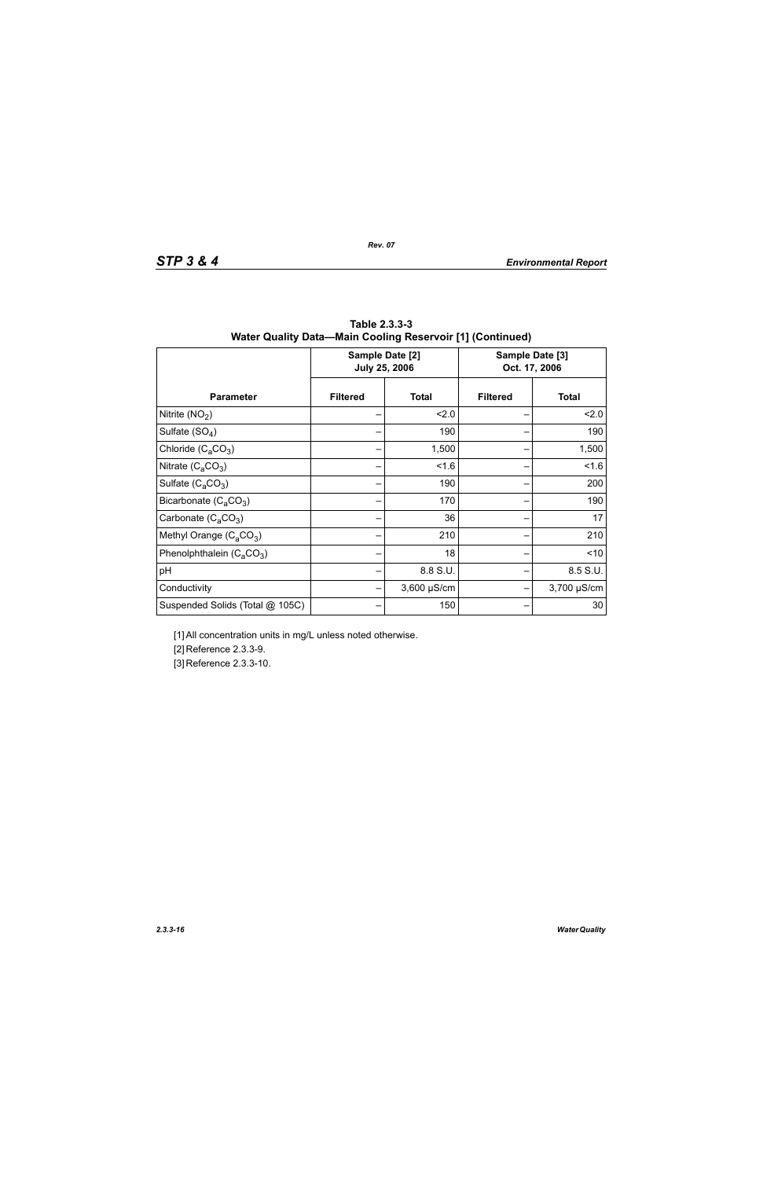**Table 2.3.3-3**
**Water Quality Data—Main Cooling Reservoir [1] (Continued)**

| Parameter | Sample Date [2] July 25, 2006 | | Sample Date [3] Oct. 17, 2006 | |
|---|---|---|---|---|
| | **Filtered** | **Total** | **Filtered** | **Total** |
| Nitrite ($NO_2$) | – | <2.0 | – | <2.0 |
| Sulfate ($SO_4$) | – | 190 | – | 190 |
| Chloride ($C_aCO_3$) | – | 1,500 | – | 1,500 |
| Nitrate ($C_aCO_3$) | – | <1.6 | – | <1.6 |
| Sulfate ($C_aCO_3$) | – | 190 | – | 200 |
| Bicarbonate ($C_aCO_3$) | – | 170 | – | 190 |
| Carbonate ($C_aCO_3$) | – | 36 | – | 17 |
| Methyl Orange ($C_aCO_3$) | – | 210 | – | 210 |
| Phenolphthalein ($C_aCO_3$) | – | 18 | – | <10 |
| pH | – | 8.8 S.U. | – | 8.5 S.U. |
| Conductivity | – | 3,600 µS/cm | – | 3,700 µS/cm |
| Suspended Solids (Total @ 105C) | – | 150 | – | 30 |

[1] All concentration units in mg/L unless noted otherwise.

[2] Reference 2.3.3-9.

[3] Reference 2.3.3-10.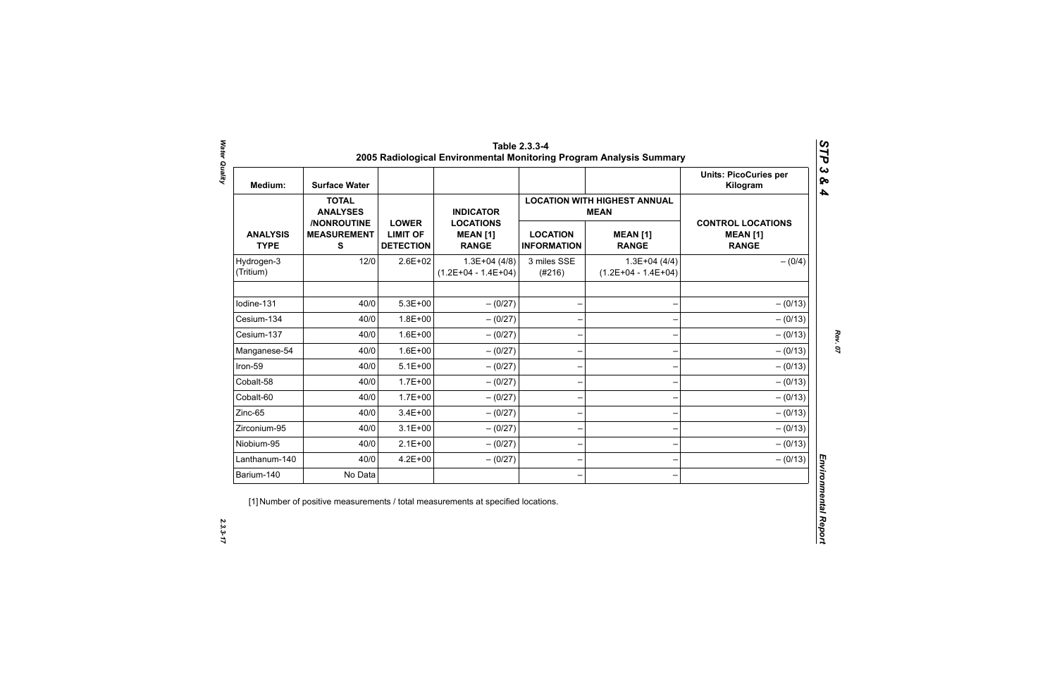**Table 2.3.3-4**
**2005 Radiological Environmental Monitoring Program Analysis Summary**

| Medium: | Surface Water | | | | | Units: PicoCuries per Kilogram |
|---|---|---|---|---|---|---|
| | **TOTAL ANALYSES /NONROUTINE MEASUREMENTS** | | | **LOCATION WITH HIGHEST ANNUAL MEAN** | | |
| **ANALYSIS TYPE** | | **LOWER LIMIT OF DETECTION** | **INDICATOR LOCATIONS MEAN [1] RANGE** | **LOCATION INFORMATION** | **MEAN [1] RANGE** | **CONTROL LOCATIONS MEAN [1] RANGE** |
| Hydrogen-3 (Tritium) | 12/0 | 2.6E+02 | 1.3E+04 (4/8) (1.2E+04 - 1.4E+04) | 3 miles SSE (#216) | 1.3E+04 (4/4) (1.2E+04 - 1.4E+04) | – (0/4) |
| | | | | | | |
| Iodine-131 | 40/0 | 5.3E+00 | – (0/27) | – | – | – (0/13) |
| Cesium-134 | 40/0 | 1.8E+00 | – (0/27) | – | – | – (0/13) |
| Cesium-137 | 40/0 | 1.6E+00 | – (0/27) | – | – | – (0/13) |
| Manganese-54 | 40/0 | 1.6E+00 | – (0/27) | – | – | – (0/13) |
| Iron-59 | 40/0 | 5.1E+00 | – (0/27) | – | – | – (0/13) |
| Cobalt-58 | 40/0 | 1.7E+00 | – (0/27) | – | – | – (0/13) |
| Cobalt-60 | 40/0 | 1.7E+00 | – (0/27) | – | – | – (0/13) |
| Zinc-65 | 40/0 | 3.4E+00 | – (0/27) | – | – | – (0/13) |
| Zirconium-95 | 40/0 | 3.1E+00 | – (0/27) | – | – | – (0/13) |
| Niobium-95 | 40/0 | 2.1E+00 | – (0/27) | – | – | – (0/13) |
| Lanthanum-140 | 40/0 | 4.2E+00 | – (0/27) | – | – | – (0/13) |
| Barium-140 | No Data | | | – | – | |

[1] Number of positive measurements / total measurements at specified locations.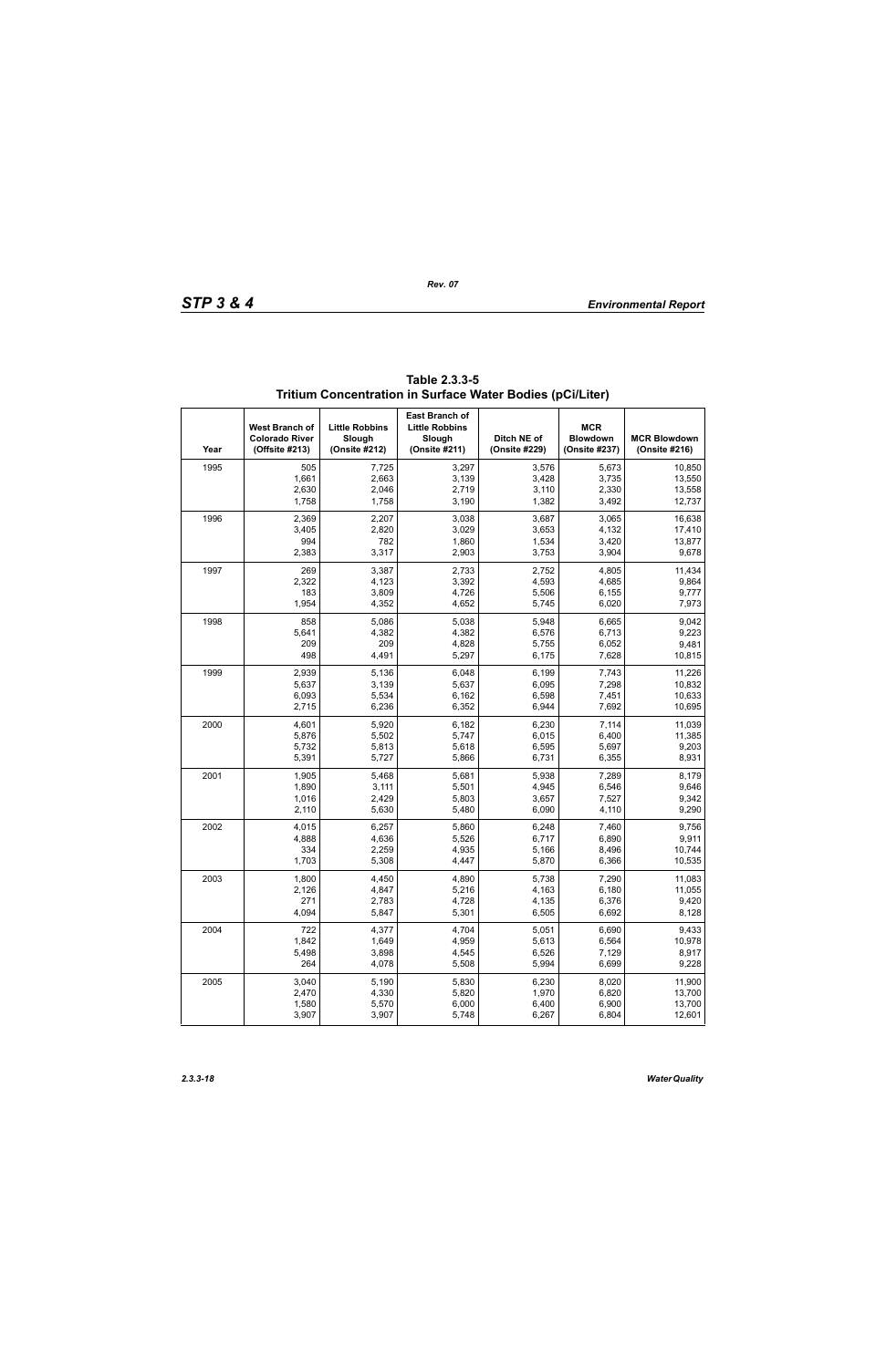**Table 2.3.3-5 Tritium Concentration in Surface Water Bodies (pCi/Liter)**

| Year | West Branch of Colorado River (Offsite #213) | Little Robbins Slough (Onsite #212) | East Branch of Little Robbins Slough (Onsite #211) | Ditch NE of (Onsite #229) | MCR Blowdown (Onsite #237) | MCR Blowdown (Onsite #216) |
|---|---|---|---|---|---|---|
| 1995 | 505 | 7,725 | 3,297 | 3,576 | 5,673 | 10,850 |
| | 1,661 | 2,663 | 3,139 | 3,428 | 3,735 | 13,550 |
| | 2,630 | 2,046 | 2,719 | 3,110 | 2,330 | 13,558 |
| | 1,758 | 1,758 | 3,190 | 1,382 | 3,492 | 12,737 |
| 1996 | 2,369 | 2,207 | 3,038 | 3,687 | 3,065 | 16,638 |
| | 3,405 | 2,820 | 3,029 | 3,653 | 4,132 | 17,410 |
| | 994 | 782 | 1,860 | 1,534 | 3,420 | 13,877 |
| | 2,383 | 3,317 | 2,903 | 3,753 | 3,904 | 9,678 |
| 1997 | 269 | 3,387 | 2,733 | 2,752 | 4,805 | 11,434 |
| | 2,322 | 4,123 | 3,392 | 4,593 | 4,685 | 9,864 |
| | 183 | 3,809 | 4,726 | 5,506 | 6,155 | 9,777 |
| | 1,954 | 4,352 | 4,652 | 5,745 | 6,020 | 7,973 |
| 1998 | 858 | 5,086 | 5,038 | 5,948 | 6,665 | 9,042 |
| | 5,641 | 4,382 | 4,382 | 6,576 | 6,713 | 9,223 |
| | 209 | 209 | 4,828 | 5,755 | 6,052 | 9,481 |
| | 498 | 4,491 | 5,297 | 6,175 | 7,628 | 10,815 |
| 1999 | 2,939 | 5,136 | 6,048 | 6,199 | 7,743 | 11,226 |
| | 5,637 | 3,139 | 5,637 | 6,095 | 7,298 | 10,832 |
| | 6,093 | 5,534 | 6,162 | 6,598 | 7,451 | 10,633 |
| | 2,715 | 6,236 | 6,352 | 6,944 | 7,692 | 10,695 |
| 2000 | 4,601 | 5,920 | 6,182 | 6,230 | 7,114 | 11,039 |
| | 5,876 | 5,502 | 5,747 | 6,015 | 6,400 | 11,385 |
| | 5,732 | 5,813 | 5,618 | 6,595 | 5,697 | 9,203 |
| | 5,391 | 5,727 | 5,866 | 6,731 | 6,355 | 8,931 |
| 2001 | 1,905 | 5,468 | 5,681 | 5,938 | 7,289 | 8,179 |
| | 1,890 | 3,111 | 5,501 | 4,945 | 6,546 | 9,646 |
| | 1,016 | 2,429 | 5,803 | 3,657 | 7,527 | 9,342 |
| | 2,110 | 5,630 | 5,480 | 6,090 | 4,110 | 9,290 |
| 2002 | 4,015 | 6,257 | 5,860 | 6,248 | 7,460 | 9,756 |
| | 4,888 | 4,636 | 5,526 | 6,717 | 6,890 | 9,911 |
| | 334 | 2,259 | 4,935 | 5,166 | 8,496 | 10,744 |
| | 1,703 | 5,308 | 4,447 | 5,870 | 6,366 | 10,535 |
| 2003 | 1,800 | 4,450 | 4,890 | 5,738 | 7,290 | 11,083 |
| | 2,126 | 4,847 | 5,216 | 4,163 | 6,180 | 11,055 |
| | 271 | 2,783 | 4,728 | 4,135 | 6,376 | 9,420 |
| | 4,094 | 5,847 | 5,301 | 6,505 | 6,692 | 8,128 |
| 2004 | 722 | 4,377 | 4,704 | 5,051 | 6,690 | 9,433 |
| | 1,842 | 1,649 | 4,959 | 5,613 | 6,564 | 10,978 |
| | 5,498 | 3,898 | 4,545 | 6,526 | 7,129 | 8,917 |
| | 264 | 4,078 | 5,508 | 5,994 | 6,699 | 9,228 |
| 2005 | 3,040 | 5,190 | 5,830 | 6,230 | 8,020 | 11,900 |
| | 2,470 | 4,330 | 5,820 | 1,970 | 6,820 | 13,700 |
| | 1,580 | 5,570 | 6,000 | 6,400 | 6,900 | 13,700 |
| | 3,907 | 3,907 | 5,748 | 6,267 | 6,804 | 12,601 |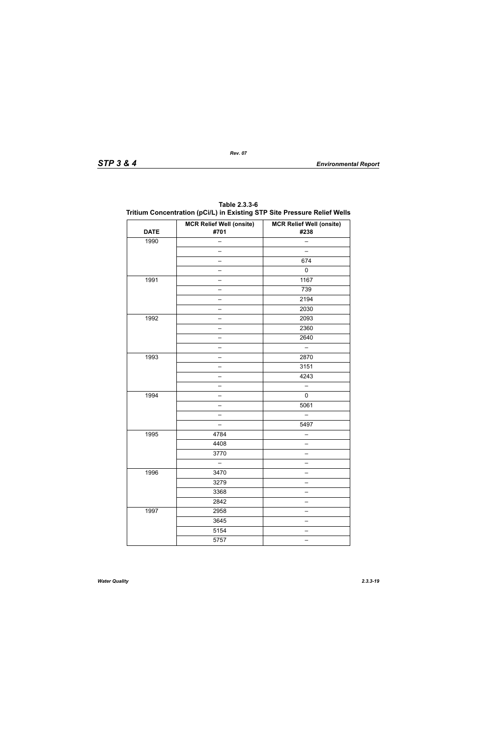**Table 2.3.3-6**
**Tritium Concentration (pCi/L) in Existing STP Site Pressure Relief Wells**

| DATE | MCR Relief Well (onsite) #701 | MCR Relief Well (onsite) #238 |
|---|---|---|
| 1990 | – | – |
| | – | – |
| | – | 674 |
| | – | 0 |
| 1991 | – | 1167 |
| | – | 739 |
| | – | 2194 |
| | – | 2030 |
| 1992 | – | 2093 |
| | – | 2360 |
| | – | 2640 |
| | – | – |
| 1993 | – | 2870 |
| | – | 3151 |
| | – | 4243 |
| | – | – |
| 1994 | – | 0 |
| | – | 5061 |
| | – | – |
| | – | 5497 |
| 1995 | 4784 | – |
| | 4408 | – |
| | 3770 | – |
| | – | – |
| 1996 | 3470 | – |
| | 3279 | – |
| | 3368 | – |
| | 2842 | – |
| 1997 | 2958 | – |
| | 3645 | – |
| | 5154 | – |
| | 5757 | – |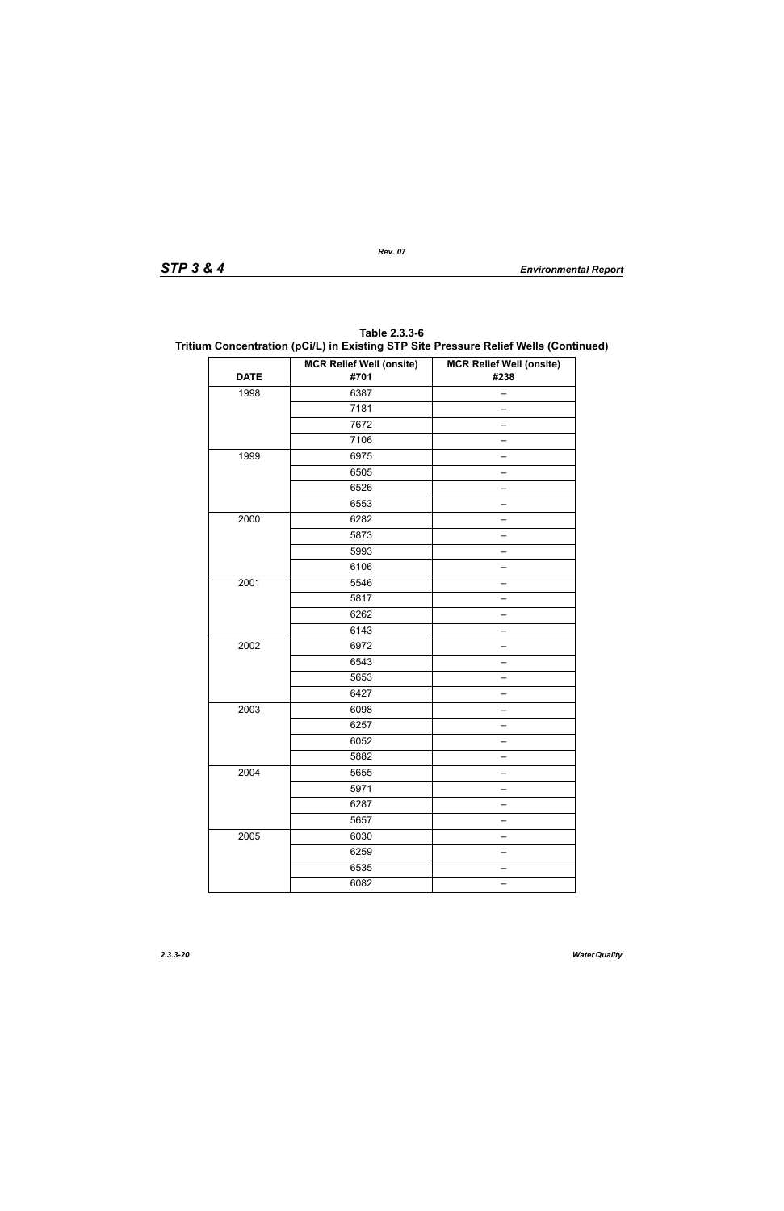**Table 2.3.3-6**
**Tritium Concentration (pCi/L) in Existing STP Site Pressure Relief Wells (Continued)**

| DATE | MCR Relief Well (onsite) #701 | MCR Relief Well (onsite) #238 |
|---|---|---|
| 1998 | 6387 | – |
| | 7181 | – |
| | 7672 | – |
| | 7106 | – |
| 1999 | 6975 | – |
| | 6505 | – |
| | 6526 | – |
| | 6553 | – |
| 2000 | 6282 | – |
| | 5873 | – |
| | 5993 | – |
| | 6106 | – |
| 2001 | 5546 | – |
| | 5817 | – |
| | 6262 | – |
| | 6143 | – |
| 2002 | 6972 | – |
| | 6543 | – |
| | 5653 | – |
| | 6427 | – |
| 2003 | 6098 | – |
| | 6257 | – |
| | 6052 | – |
| | 5882 | – |
| 2004 | 5655 | – |
| | 5971 | – |
| | 6287 | – |
| | 5657 | – |
| 2005 | 6030 | – |
| | 6259 | – |
| | 6535 | – |
| | 6082 | – |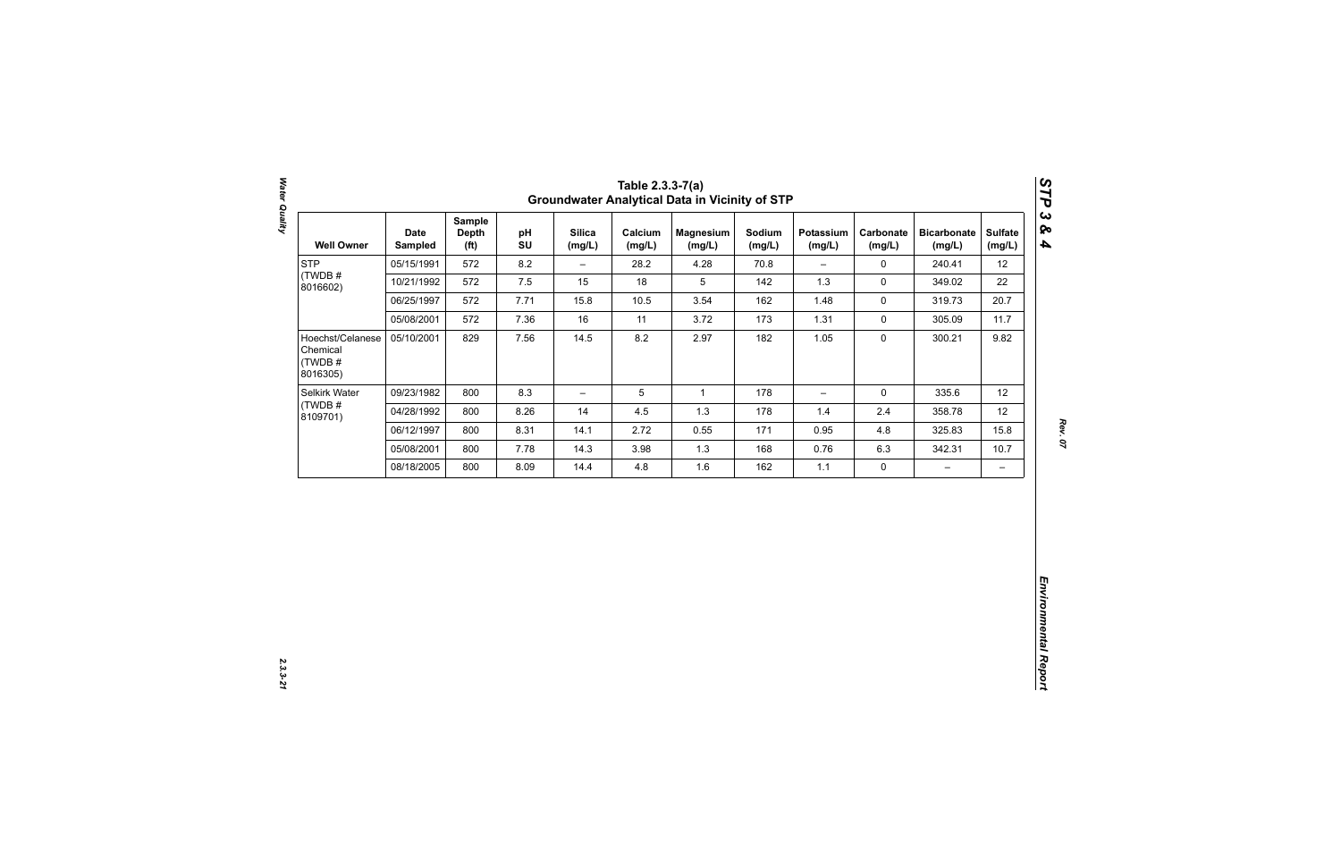# Table 2.3.3-7(a) Groundwater Analytical Data in Vicinity of STP

| Well Owner | Date Sampled | Sample Depth (ft) | pH SU | Silica (mg/L) | Calcium (mg/L) | Magnesium (mg/L) | Sodium (mg/L) | Potassium (mg/L) | Carbonate (mg/L) | Bicarbonate (mg/L) | Sulfate (mg/L) |
|---|---|---|---|---|---|---|---|---|---|---|---|
| STP (TWDB # 8016602) | 05/15/1991 | 572 | 8.2 | – | 28.2 | 4.28 | 70.8 | – | 0 | 240.41 | 12 |
| | 10/21/1992 | 572 | 7.5 | 15 | 18 | 5 | 142 | 1.3 | 0 | 349.02 | 22 |
| | 06/25/1997 | 572 | 7.71 | 15.8 | 10.5 | 3.54 | 162 | 1.48 | 0 | 319.73 | 20.7 |
| | 05/08/2001 | 572 | 7.36 | 16 | 11 | 3.72 | 173 | 1.31 | 0 | 305.09 | 11.7 |
| Hoechst/Celanese Chemical (TWDB # 8016305) | 05/10/2001 | 829 | 7.56 | 14.5 | 8.2 | 2.97 | 182 | 1.05 | 0 | 300.21 | 9.82 |
| Selkirk Water (TWDB # 8109701) | 09/23/1982 | 800 | 8.3 | – | 5 | 1 | 178 | – | 0 | 335.6 | 12 |
| | 04/28/1992 | 800 | 8.26 | 14 | 4.5 | 1.3 | 178 | 1.4 | 2.4 | 358.78 | 12 |
| | 06/12/1997 | 800 | 8.31 | 14.1 | 2.72 | 0.55 | 171 | 0.95 | 4.8 | 325.83 | 15.8 |
| | 05/08/2001 | 800 | 7.78 | 14.3 | 3.98 | 1.3 | 168 | 0.76 | 6.3 | 342.31 | 10.7 |
| | 08/18/2005 | 800 | 8.09 | 14.4 | 4.8 | 1.6 | 162 | 1.1 | 0 | – | – |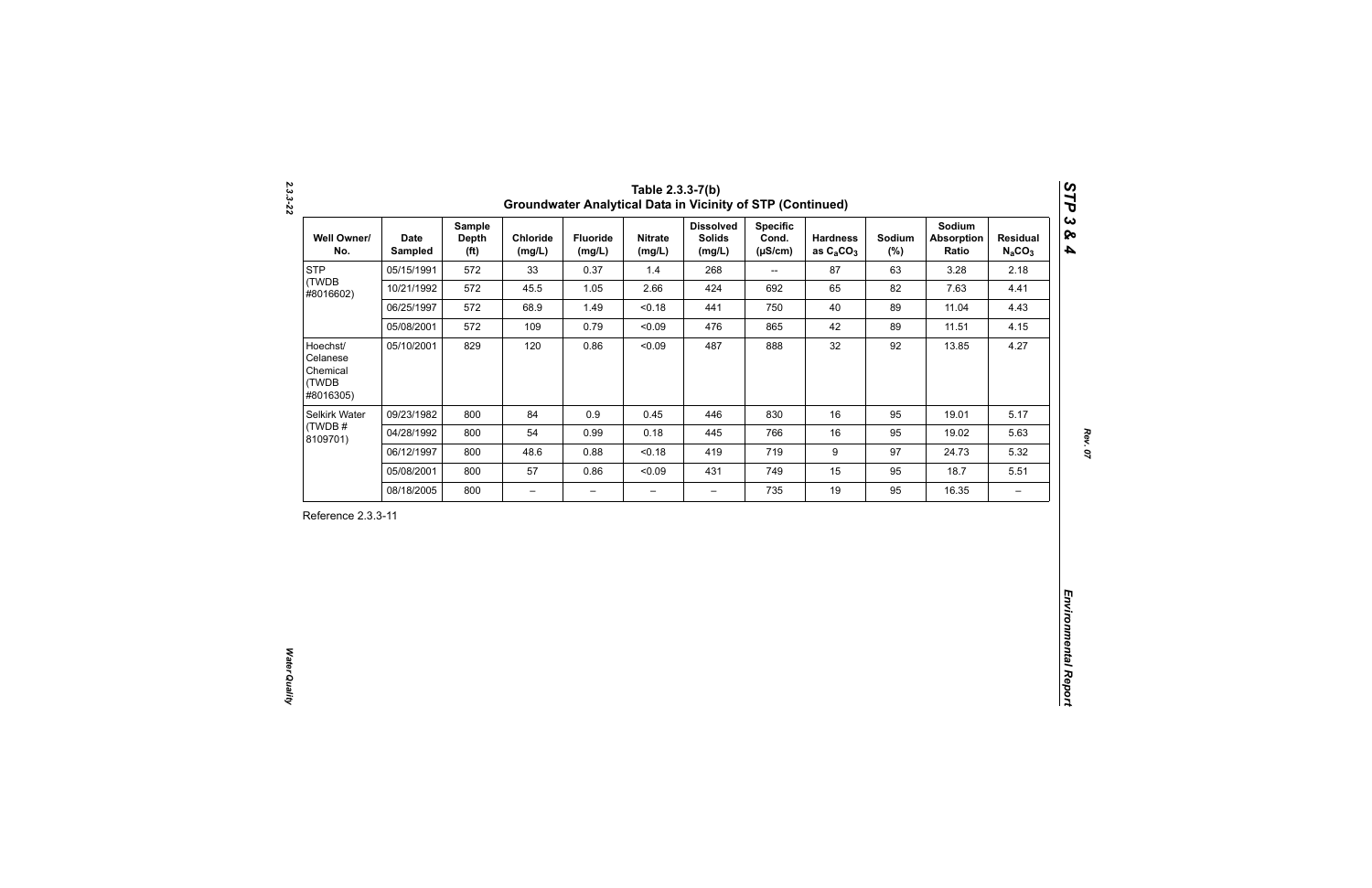# Table 2.3.3-7(b) Groundwater Analytical Data in Vicinity of STP (Continued)

| Well Owner/ No. | Date Sampled | Sample Depth (ft) | Chloride (mg/L) | Fluoride (mg/L) | Nitrate (mg/L) | Dissolved Solids (mg/L) | Specific Cond. (µS/cm) | Hardness as $C_aCO_3$ | Sodium (%) | Sodium Absorption Ratio | Residual $N_aCO_3$ |
|---|---|---|---|---|---|---|---|---|---|---|---|
| STP (TWDB #8016602) | 05/15/1991 | 572 | 33 | 0.37 | 1.4 | 268 | -- | 87 | 63 | 3.28 | 2.18 |
| | 10/21/1992 | 572 | 45.5 | 1.05 | 2.66 | 424 | 692 | 65 | 82 | 7.63 | 4.41 |
| | 06/25/1997 | 572 | 68.9 | 1.49 | <0.18 | 441 | 750 | 40 | 89 | 11.04 | 4.43 |
| | 05/08/2001 | 572 | 109 | 0.79 | <0.09 | 476 | 865 | 42 | 89 | 11.51 | 4.15 |
| Hoechst/ Celanese Chemical (TWDB #8016305) | 05/10/2001 | 829 | 120 | 0.86 | <0.09 | 487 | 888 | 32 | 92 | 13.85 | 4.27 |
| Selkirk Water (TWDB # 8109701) | 09/23/1982 | 800 | 84 | 0.9 | 0.45 | 446 | 830 | 16 | 95 | 19.01 | 5.17 |
| | 04/28/1992 | 800 | 54 | 0.99 | 0.18 | 445 | 766 | 16 | 95 | 19.02 | 5.63 |
| | 06/12/1997 | 800 | 48.6 | 0.88 | <0.18 | 419 | 719 | 9 | 97 | 24.73 | 5.32 |
| | 05/08/2001 | 800 | 57 | 0.86 | <0.09 | 431 | 749 | 15 | 95 | 18.7 | 5.51 |
| | 08/18/2005 | 800 | – | – | – | – | 735 | 19 | 95 | 16.35 | – |

Reference 2.3.3-11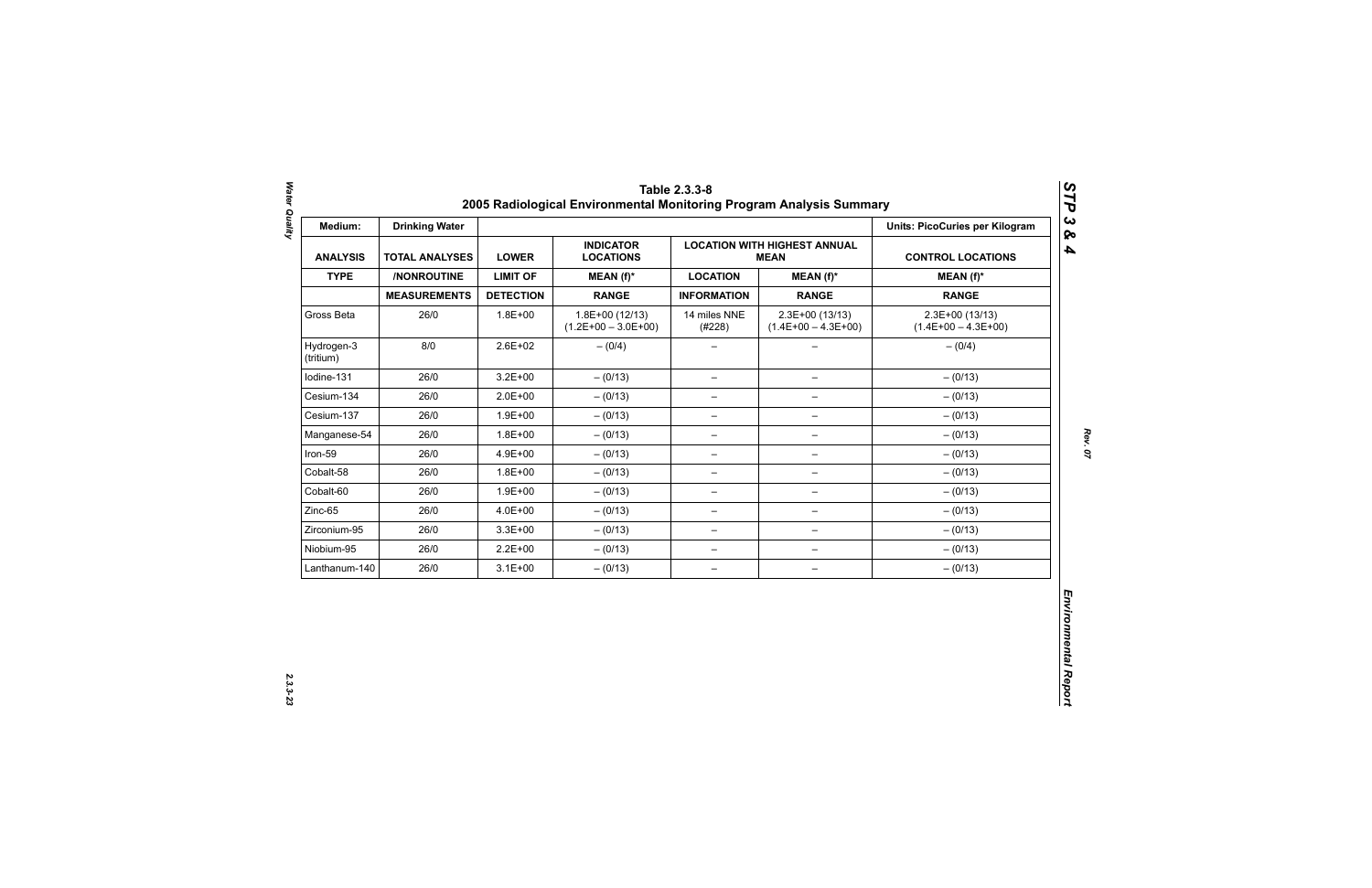## Table 2.3.3-8
## 2005 Radiological Environmental Monitoring Program Analysis Summary

| Medium: | Drinking Water | | | | | Units: PicoCuries per Kilogram |
|---|---|---|---|---|---|---|
| **ANALYSIS** | **TOTAL ANALYSES** | **LOWER** | **INDICATOR LOCATIONS** | **LOCATION WITH HIGHEST ANNUAL MEAN** | | **CONTROL LOCATIONS** |
| **TYPE** | **/NONROUTINE** | **LIMIT OF** | **MEAN (f)*** | **LOCATION** | **MEAN (f)*** | **MEAN (f)*** |
| | **MEASUREMENTS** | **DETECTION** | **RANGE** | **INFORMATION** | **RANGE** | **RANGE** |
| Gross Beta | 26/0 | 1.8E+00 | 1.8E+00 (12/13) (1.2E+00 – 3.0E+00) | 14 miles NNE (#228) | 2.3E+00 (13/13) (1.4E+00 – 4.3E+00) | 2.3E+00 (13/13) (1.4E+00 – 4.3E+00) |
| Hydrogen-3 (tritium) | 8/0 | 2.6E+02 | – (0/4) | – | – | – (0/4) |
| Iodine-131 | 26/0 | 3.2E+00 | – (0/13) | – | – | – (0/13) |
| Cesium-134 | 26/0 | 2.0E+00 | – (0/13) | – | – | – (0/13) |
| Cesium-137 | 26/0 | 1.9E+00 | – (0/13) | – | – | – (0/13) |
| Manganese-54 | 26/0 | 1.8E+00 | – (0/13) | – | – | – (0/13) |
| Iron-59 | 26/0 | 4.9E+00 | – (0/13) | – | – | – (0/13) |
| Cobalt-58 | 26/0 | 1.8E+00 | – (0/13) | – | – | – (0/13) |
| Cobalt-60 | 26/0 | 1.9E+00 | – (0/13) | – | – | – (0/13) |
| Zinc-65 | 26/0 | 4.0E+00 | – (0/13) | – | – | – (0/13) |
| Zirconium-95 | 26/0 | 3.3E+00 | – (0/13) | – | – | – (0/13) |
| Niobium-95 | 26/0 | 2.2E+00 | – (0/13) | – | – | – (0/13) |
| Lanthanum-140 | 26/0 | 3.1E+00 | – (0/13) | – | – | – (0/13) |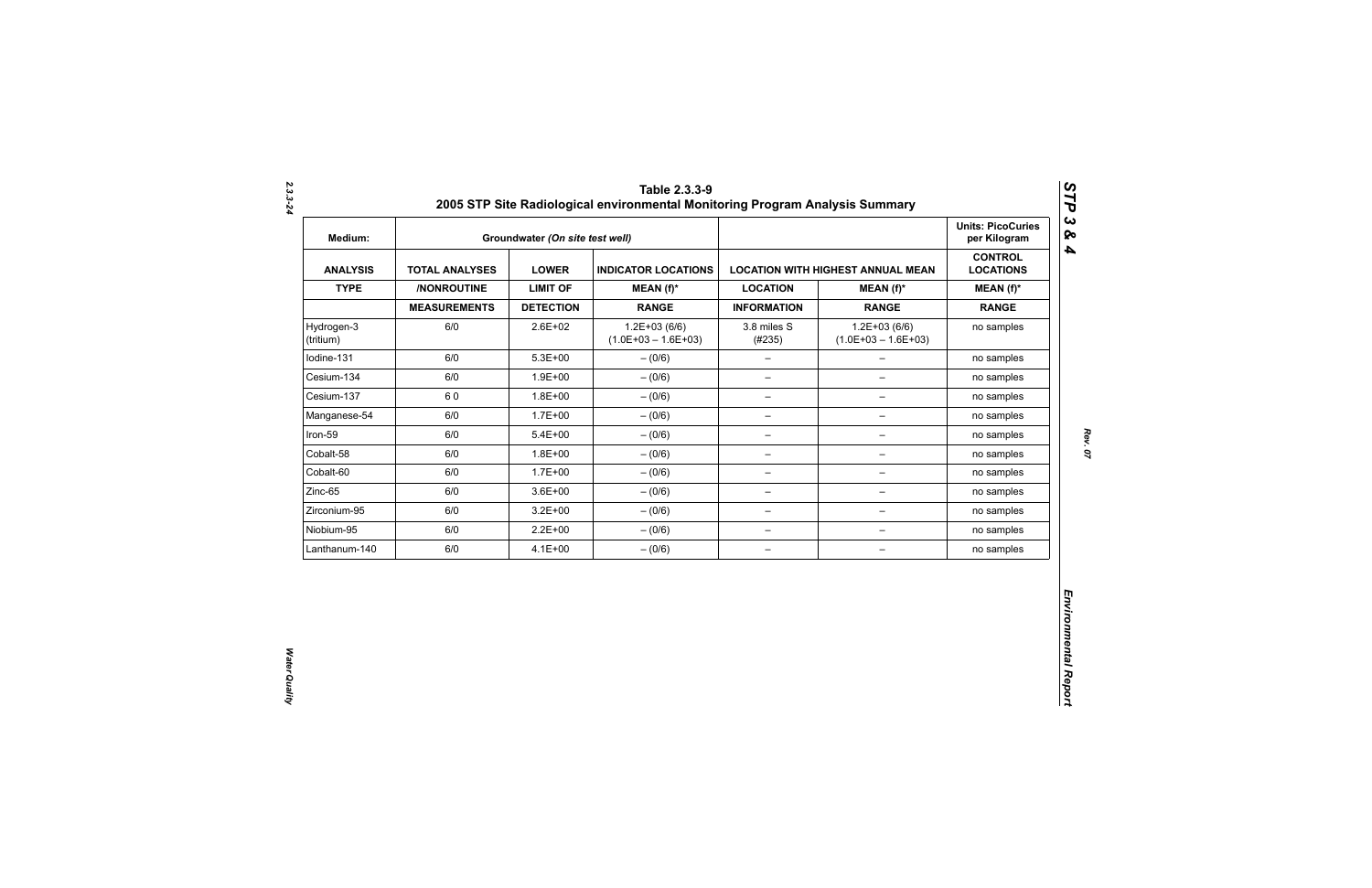## Table 2.3.3-9
## 2005 STP Site Radiological environmental Monitoring Program Analysis Summary

| Medium: | Groundwater *(On site test well)* | | | | | Units: PicoCuries per Kilogram |
|---|---|---|---|---|---|---|
| **ANALYSIS** | **TOTAL ANALYSES** | **LOWER** | **INDICATOR LOCATIONS** | **LOCATION WITH HIGHEST ANNUAL MEAN** | | **CONTROL LOCATIONS** |
| **TYPE** | **/NONROUTINE** | **LIMIT OF** | **MEAN (f)*** | **LOCATION** | **MEAN (f)*** | **MEAN (f)*** |
| | **MEASUREMENTS** | **DETECTION** | **RANGE** | **INFORMATION** | **RANGE** | **RANGE** |
| Hydrogen-3 (tritium) | 6/0 | 2.6E+02 | 1.2E+03 (6/6) (1.0E+03 – 1.6E+03) | 3.8 miles S (#235) | 1.2E+03 (6/6) (1.0E+03 – 1.6E+03) | no samples |
| Iodine-131 | 6/0 | 5.3E+00 | – (0/6) | – | – | no samples |
| Cesium-134 | 6/0 | 1.9E+00 | – (0/6) | – | – | no samples |
| Cesium-137 | 6 0 | 1.8E+00 | – (0/6) | – | – | no samples |
| Manganese-54 | 6/0 | 1.7E+00 | – (0/6) | – | – | no samples |
| Iron-59 | 6/0 | 5.4E+00 | – (0/6) | – | – | no samples |
| Cobalt-58 | 6/0 | 1.8E+00 | – (0/6) | – | – | no samples |
| Cobalt-60 | 6/0 | 1.7E+00 | – (0/6) | – | – | no samples |
| Zinc-65 | 6/0 | 3.6E+00 | – (0/6) | – | – | no samples |
| Zirconium-95 | 6/0 | 3.2E+00 | – (0/6) | – | – | no samples |
| Niobium-95 | 6/0 | 2.2E+00 | – (0/6) | – | – | no samples |
| Lanthanum-140 | 6/0 | 4.1E+00 | – (0/6) | – | – | no samples |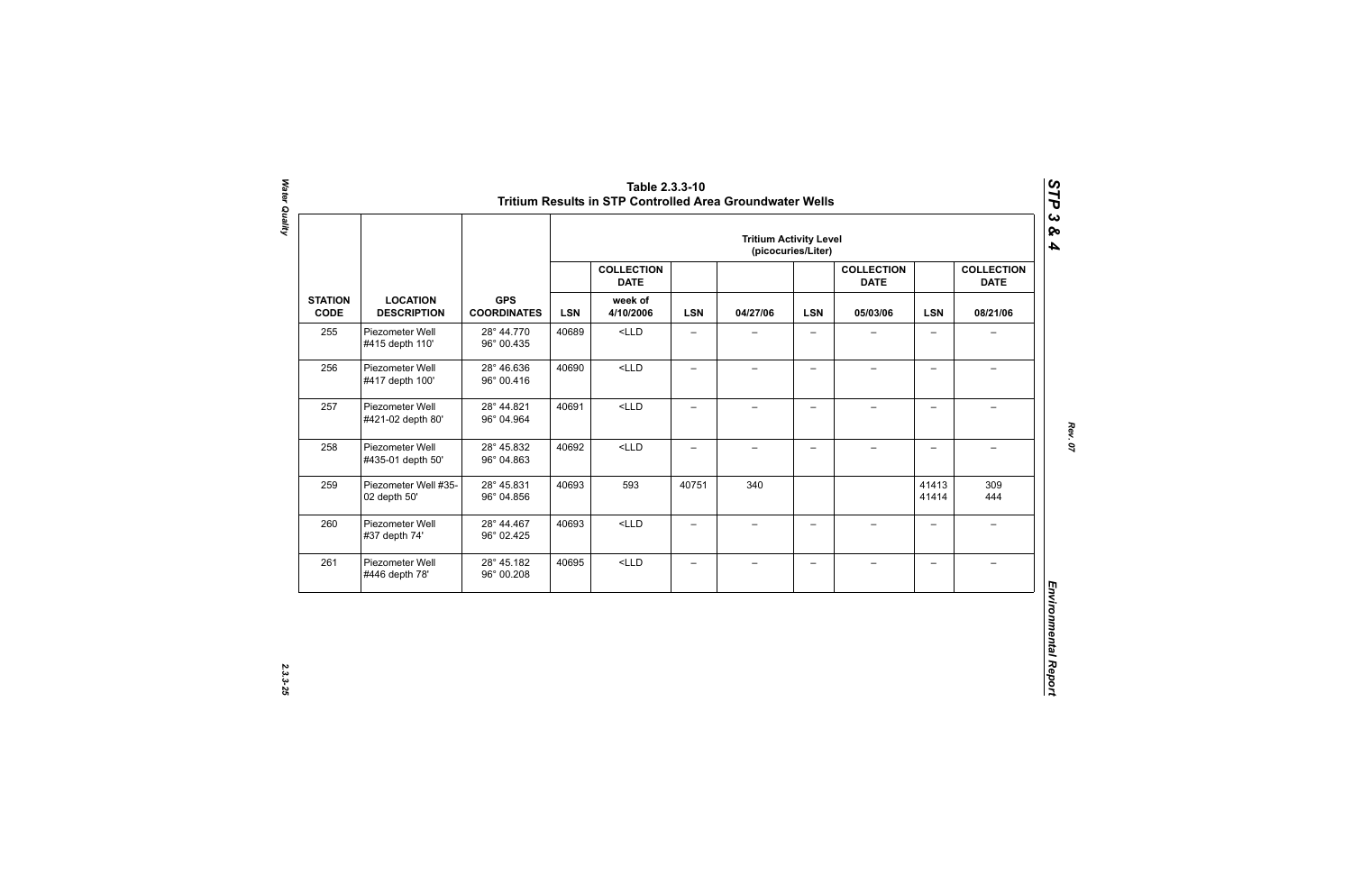## Table 2.3.3-10
## Tritium Results in STP Controlled Area Groundwater Wells

| | | | Tritium Activity Level (picocuries/Liter) | | | | | | | |
|---|---|---|---|---|---|---|---|---|---|---|
| | | | | COLLECTION DATE | | | | COLLECTION DATE | | COLLECTION DATE |
| STATION CODE | LOCATION DESCRIPTION | GPS COORDINATES | LSN | week of 4/10/2006 | LSN | 04/27/06 | LSN | 05/03/06 | LSN | 08/21/06 |
| 255 | Piezometer Well #415 depth 110' | 28° 44.770 96° 00.435 | 40689 | <LLD | – | – | – | – | – | – |
| 256 | Piezometer Well #417 depth 100' | 28° 46.636 96° 00.416 | 40690 | <LLD | – | – | – | – | – | – |
| 257 | Piezometer Well #421-02 depth 80' | 28° 44.821 96° 04.964 | 40691 | <LLD | – | – | – | – | – | – |
| 258 | Piezometer Well #435-01 depth 50' | 28° 45.832 96° 04.863 | 40692 | <LLD | – | – | – | – | – | – |
| 259 | Piezometer Well #35-02 depth 50' | 28° 45.831 96° 04.856 | 40693 | 593 | 40751 | 340 | | | 41413 41414 | 309 444 |
| 260 | Piezometer Well #37 depth 74' | 28° 44.467 96° 02.425 | 40693 | <LLD | – | – | – | – | – | – |
| 261 | Piezometer Well #446 depth 78' | 28° 45.182 96° 00.208 | 40695 | <LLD | – | – | – | – | – | – |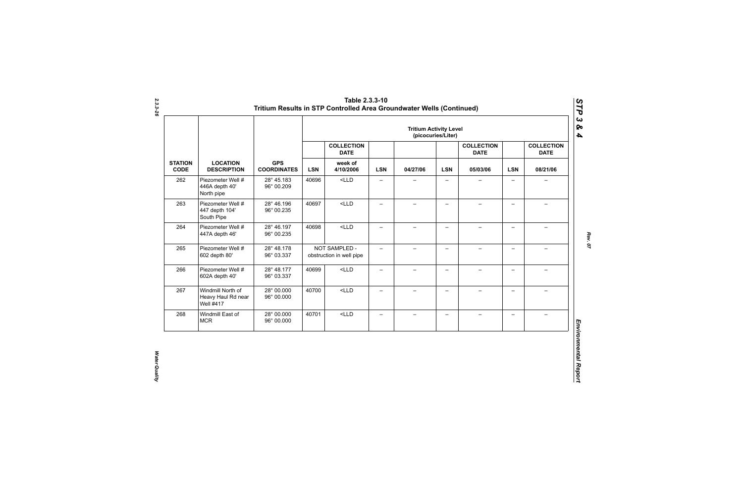**Table 2.3.3-10 Tritium Results in STP Controlled Area Groundwater Wells (Continued)**

| | | | Tritium Activity Level (picocuries/Liter) | | | | | | | |
|---|---|---|---|---|---|---|---|---|---|---|
| | | | | COLLECTION DATE | | | | COLLECTION DATE | | COLLECTION DATE |
| STATION CODE | LOCATION DESCRIPTION | GPS COORDINATES | LSN | week of 4/10/2006 | LSN | 04/27/06 | LSN | 05/03/06 | LSN | 08/21/06 |
| 262 | Piezometer Well # 446A depth 40' North pipe | 28° 45.183 96° 00.209 | 40696 | <LLD | – | – | – | – | – | – |
| 263 | Piezometer Well # 447 depth 104' South Pipe | 28° 46.196 96° 00.235 | 40697 | <LLD | – | – | – | – | – | – |
| 264 | Piezometer Well # 447A depth 46' | 28° 46.197 96° 00.235 | 40698 | <LLD | – | – | – | – | – | – |
| 265 | Piezometer Well # 602 depth 80' | 28° 48.178 96° 03.337 | NOT SAMPLED - obstruction in well pipe | | – | – | – | – | – | – |
| 266 | Piezometer Well # 602A depth 40' | 28° 48.177 96° 03.337 | 40699 | <LLD | – | – | – | – | – | – |
| 267 | Windmill North of Heavy Haul Rd near Well #417 | 28° 00.000 96° 00.000 | 40700 | <LLD | – | – | – | – | – | – |
| 268 | Windmill East of MCR | 28° 00.000 96° 00.000 | 40701 | <LLD | – | – | – | – | – | – |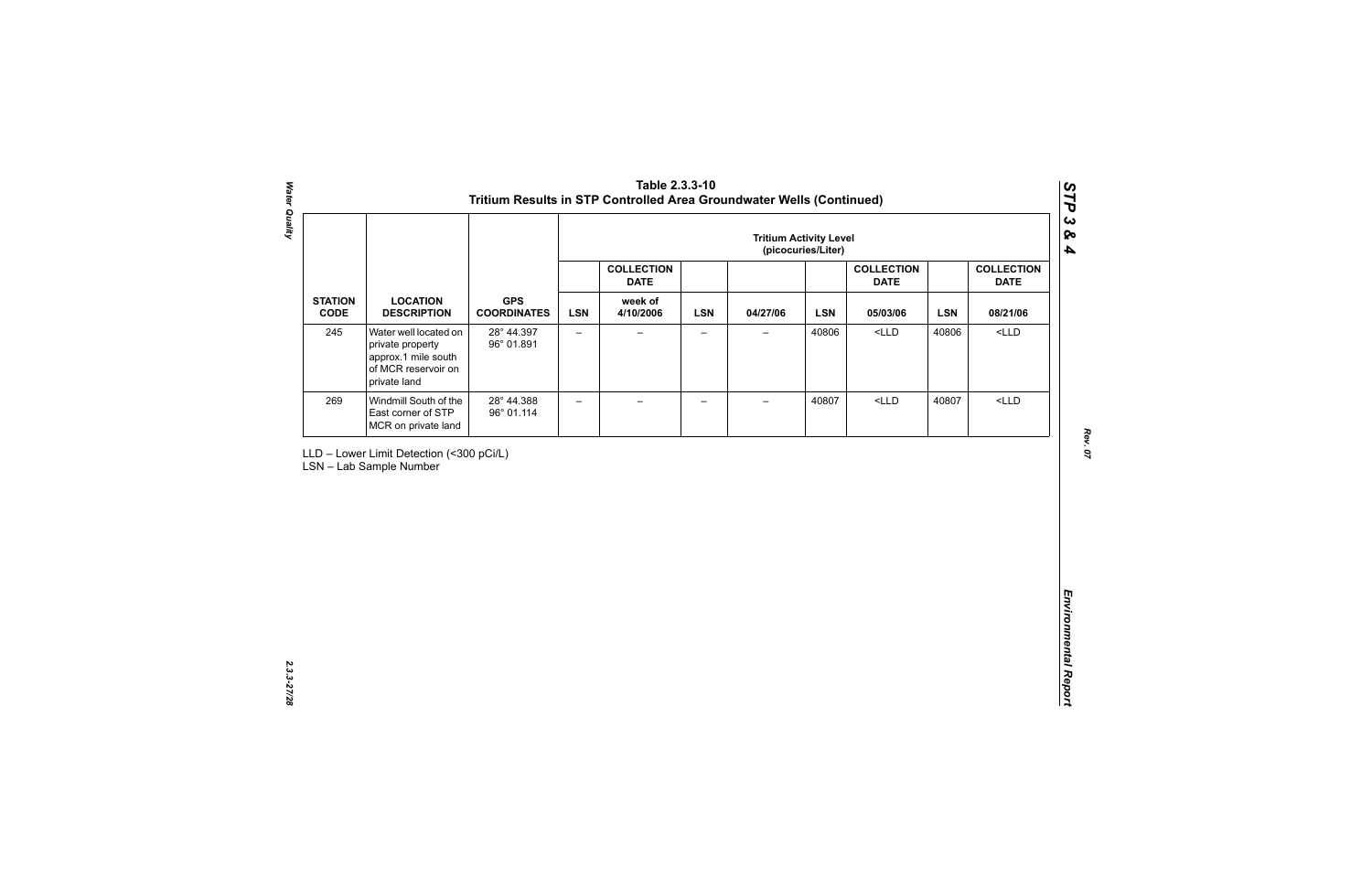## Table 2.3.3-10
### Tritium Results in STP Controlled Area Groundwater Wells (Continued)

| | | | Tritium Activity Level (picocuries/Liter) | | | | | | | |
|---|---|---|---|---|---|---|---|---|---|---|
| | | | | COLLECTION DATE | | | | COLLECTION DATE | | COLLECTION DATE |
| STATION CODE | LOCATION DESCRIPTION | GPS COORDINATES | LSN | week of 4/10/2006 | LSN | 04/27/06 | LSN | 05/03/06 | LSN | 08/21/06 |
| 245 | Water well located on private property approx.1 mile south of MCR reservoir on private land | 28° 44.397 96° 01.891 | – | – | – | – | 40806 | <LLD | 40806 | <LLD |
| 269 | Windmill South of the East corner of STP MCR on private land | 28° 44.388 96° 01.114 | – | – | – | – | 40807 | <LLD | 40807 | <LLD |

LLD – Lower Limit Detection (<300 pCi/L)
LSN – Lab Sample Number